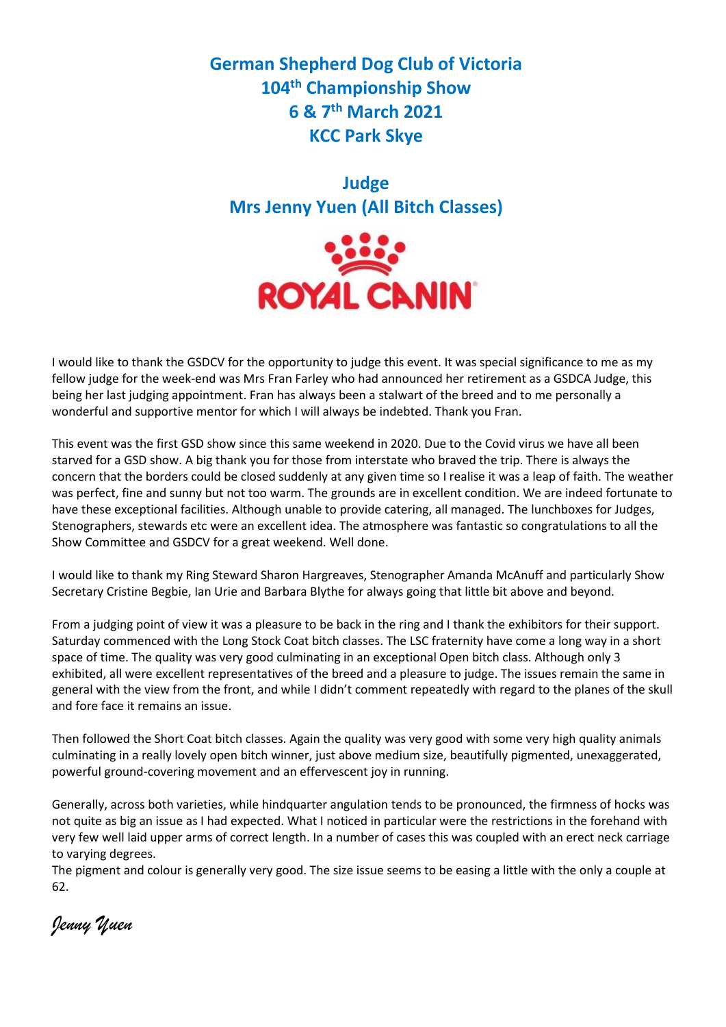# German Shepherd Dog Club of Victoria
# 104th Championship Show
# 6 & 7th March 2021
# KCC Park Skye

## Judge
## Mrs Jenny Yuen (All Bitch Classes)

ROYAL CANIN

I would like to thank the GSDCV for the opportunity to judge this event. It was special significance to me as my fellow judge for the week-end was Mrs Fran Farley who had announced her retirement as a GSDCA Judge, this being her last judging appointment. Fran has always been a stalwart of the breed and to me personally a wonderful and supportive mentor for which I will always be indebted. Thank you Fran.

This event was the first GSD show since this same weekend in 2020. Due to the Covid virus we have all been starved for a GSD show. A big thank you for those from interstate who braved the trip. There is always the concern that the borders could be closed suddenly at any given time so I realise it was a leap of faith. The weather was perfect, fine and sunny but not too warm. The grounds are in excellent condition. We are indeed fortunate to have these exceptional facilities. Although unable to provide catering, all managed. The lunchboxes for Judges, Stenographers, stewards etc were an excellent idea. The atmosphere was fantastic so congratulations to all the Show Committee and GSDCV for a great weekend. Well done.

I would like to thank my Ring Steward Sharon Hargreaves, Stenographer Amanda McAnuff and particularly Show Secretary Cristine Begbie, Ian Urie and Barbara Blythe for always going that little bit above and beyond.

From a judging point of view it was a pleasure to be back in the ring and I thank the exhibitors for their support. Saturday commenced with the Long Stock Coat bitch classes. The LSC fraternity have come a long way in a short space of time. The quality was very good culminating in an exceptional Open bitch class. Although only 3 exhibited, all were excellent representatives of the breed and a pleasure to judge. The issues remain the same in general with the view from the front, and while I didn't comment repeatedly with regard to the planes of the skull and fore face it remains an issue.

Then followed the Short Coat bitch classes. Again the quality was very good with some very high quality animals culminating in a really lovely open bitch winner, just above medium size, beautifully pigmented, unexaggerated, powerful ground-covering movement and an effervescent joy in running.

Generally, across both varieties, while hindquarter angulation tends to be pronounced, the firmness of hocks was not quite as big an issue as I had expected. What I noticed in particular were the restrictions in the forehand with very few well laid upper arms of correct length. In a number of cases this was coupled with an erect neck carriage to varying degrees.
The pigment and colour is generally very good. The size issue seems to be easing a little with the only a couple at 62.

*Jenny Yuen*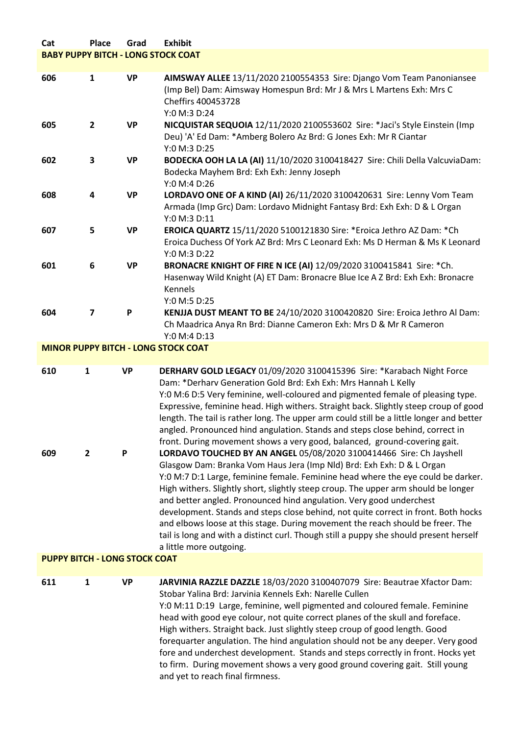| Cat | Place | Grad | Exhibit |
|---|---|---|---|
| **BABY PUPPY BITCH - LONG STOCK COAT** | | | |
| 606 | 1 | VP | **AIMSWAY ALLEE** 13/11/2020 2100554353 Sire: Django Vom Team Panoniansee (Imp Bel) Dam: Aimsway Homespun Brd: Mr J & Mrs L Martens Exh: Mrs C Cheffirs 400453728 Y:0 M:3 D:24 |
| 605 | 2 | VP | **NICQUISTAR SEQUOIA** 12/11/2020 2100553602 Sire: *Jaci's Style Einstein (Imp Deu) 'A' Ed Dam: *Amberg Bolero Az Brd: G Jones Exh: Mr R Ciantar Y:0 M:3 D:25 |
| 602 | 3 | VP | **BODECKA OOH LA LA (AI)** 11/10/2020 3100418427 Sire: Chili Della ValcuviaDam: Bodecka Mayhem Brd: Exh Exh: Jenny Joseph Y:0 M:4 D:26 |
| 608 | 4 | VP | **LORDAVO ONE OF A KIND (AI)** 26/11/2020 3100420631 Sire: Lenny Vom Team Armada (Imp Grc) Dam: Lordavo Midnight Fantasy Brd: Exh Exh: D & L Organ Y:0 M:3 D:11 |
| 607 | 5 | VP | **EROICA QUARTZ** 15/11/2020 5100121830 Sire: *Eroica Jethro AZ Dam: *Ch Eroica Duchess Of York AZ Brd: Mrs C Leonard Exh: Ms D Herman & Ms K Leonard Y:0 M:3 D:22 |
| 601 | 6 | VP | **BRONACRE KNIGHT OF FIRE N ICE (AI)** 12/09/2020 3100415841 Sire: *Ch. Hasenway Wild Knight (A) ET Dam: Bronacre Blue Ice A Z Brd: Exh Exh: Bronacre Kennels Y:0 M:5 D:25 |
| 604 | 7 | P | **KENJJA DUST MEANT TO BE** 24/10/2020 3100420820 Sire: Eroica Jethro Al Dam: Ch Maadrica Anya Rn Brd: Dianne Cameron Exh: Mrs D & Mr R Cameron Y:0 M:4 D:13 |
| **MINOR PUPPY BITCH - LONG STOCK COAT** | | | |
| 610 | 1 | VP | **DERHARV GOLD LEGACY** 01/09/2020 3100415396 Sire: *Karabach Night Force Dam: *Derharv Generation Gold Brd: Exh Exh: Mrs Hannah L Kelly Y:0 M:6 D:5 Very feminine, well-coloured and pigmented female of pleasing type. Expressive, feminine head. High withers. Straight back. Slightly steep croup of good length. The tail is rather long. The upper arm could still be a little longer and better angled. Pronounced hind angulation. Stands and steps close behind, correct in front. During movement shows a very good, balanced, ground-covering gait. |
| 609 | 2 | P | **LORDAVO TOUCHED BY AN ANGEL** 05/08/2020 3100414466 Sire: Ch Jayshell Glasgow Dam: Branka Vom Haus Jera (Imp Nld) Brd: Exh Exh: D & L Organ Y:0 M:7 D:1 Large, feminine female. Feminine head where the eye could be darker. High withers. Slightly short, slightly steep croup. The upper arm should be longer and better angled. Pronounced hind angulation. Very good underchest development. Stands and steps close behind, not quite correct in front. Both hocks and elbows loose at this stage. During movement the reach should be freer. The tail is long and with a distinct curl. Though still a puppy she should present herself a little more outgoing. |
| **PUPPY BITCH - LONG STOCK COAT** | | | |
| 611 | 1 | VP | **JARVINIA RAZZLE DAZZLE** 18/03/2020 3100407079 Sire: Beautrae Xfactor Dam: Stobar Yalina Brd: Jarvinia Kennels Exh: Narelle Cullen Y:0 M:11 D:19 Large, feminine, well pigmented and coloured female. Feminine head with good eye colour, not quite correct planes of the skull and foreface. High withers. Straight back. Just slightly steep croup of good length. Good forequarter angulation. The hind angulation should not be any deeper. Very good fore and underchest development. Stands and steps correctly in front. Hocks yet to firm. During movement shows a very good ground covering gait. Still young and yet to reach final firmness. |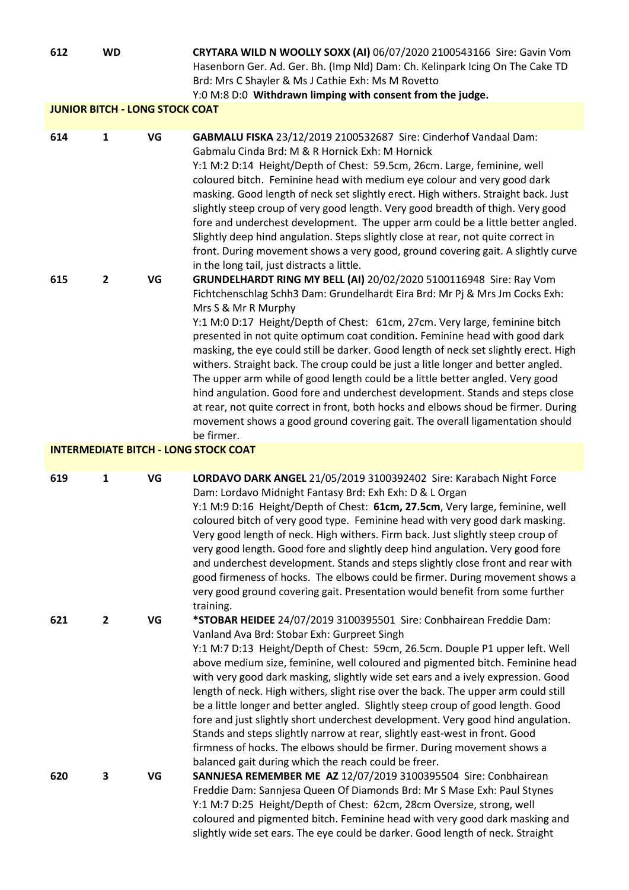**612** **WD** **CRYTARA WILD N WOOLLY SOXX (AI)** 06/07/2020 2100543166 Sire: Gavin Vom Hasenborn Ger. Ad. Ger. Bh. (Imp Nld) Dam: Ch. Kelinpark Icing On The Cake TD Brd: Mrs C Shayler & Ms J Cathie Exh: Ms M Rovetto
Y:0 M:8 D:0 **Withdrawn limping with consent from the judge.**

## JUNIOR BITCH - LONG STOCK COAT

**614** **1** **VG** **GABMALU FISKA** 23/12/2019 2100532687 Sire: Cinderhof Vandaal Dam: Gabmalu Cinda Brd: M & R Hornick Exh: M Hornick
Y:1 M:2 D:14 Height/Depth of Chest: 59.5cm, 26cm. Large, feminine, well coloured bitch. Feminine head with medium eye colour and very good dark masking. Good length of neck set slightly erect. High withers. Straight back. Just slightly steep croup of very good length. Very good breadth of thigh. Very good fore and underchest development. The upper arm could be a little better angled. Slightly deep hind angulation. Steps slightly close at rear, not quite correct in front. During movement shows a very good, ground covering gait. A slightly curve in the long tail, just distracts a little.

**615** **2** **VG** **GRUNDELHARDT RING MY BELL (AI)** 20/02/2020 5100116948 Sire: Ray Vom Fichtchenschlag Schh3 Dam: Grundelhardt Eira Brd: Mr Pj & Mrs Jm Cocks Exh: Mrs S & Mr R Murphy
Y:1 M:0 D:17 Height/Depth of Chest: 61cm, 27cm. Very large, feminine bitch presented in not quite optimum coat condition. Feminine head with good dark masking, the eye could still be darker. Good length of neck set slightly erect. High withers. Straight back. The croup could be just a litle longer and better angled. The upper arm while of good length could be a little better angled. Very good hind angulation. Good fore and underchest development. Stands and steps close at rear, not quite correct in front, both hocks and elbows shoud be firmer. During movement shows a good ground covering gait. The overall ligamentation should be firmer.

## INTERMEDIATE BITCH - LONG STOCK COAT

**619** **1** **VG** **LORDAVO DARK ANGEL** 21/05/2019 3100392402 Sire: Karabach Night Force Dam: Lordavo Midnight Fantasy Brd: Exh Exh: D & L Organ
Y:1 M:9 D:16 Height/Depth of Chest: **61cm, 27.5cm**, Very large, feminine, well coloured bitch of very good type. Feminine head with very good dark masking. Very good length of neck. High withers. Firm back. Just slightly steep croup of very good length. Good fore and slightly deep hind angulation. Very good fore and underchest development. Stands and steps slightly close front and rear with good firmeness of hocks. The elbows could be firmer. During movement shows a very good ground covering gait. Presentation would benefit from some further training.

**621** **2** **VG** ***STOBAR HEIDEE** 24/07/2019 3100395501 Sire: Conbhairean Freddie Dam: Vanland Ava Brd: Stobar Exh: Gurpreet Singh
Y:1 M:7 D:13 Height/Depth of Chest: 59cm, 26.5cm. Douple P1 upper left. Well above medium size, feminine, well coloured and pigmented bitch. Feminine head with very good dark masking, slightly wide set ears and a ively expression. Good length of neck. High withers, slight rise over the back. The upper arm could still be a little longer and better angled. Slightly steep croup of good length. Good fore and just slightly short underchest development. Very good hind angulation. Stands and steps slightly narrow at rear, slightly east-west in front. Good firmness of hocks. The elbows should be firmer. During movement shows a balanced gait during which the reach could be freer.

**620** **3** **VG** **SANNJESA REMEMBER ME AZ** 12/07/2019 3100395504 Sire: Conbhairean Freddie Dam: Sannjesa Queen Of Diamonds Brd: Mr S Mase Exh: Paul Stynes
Y:1 M:7 D:25 Height/Depth of Chest: 62cm, 28cm Oversize, strong, well coloured and pigmented bitch. Feminine head with very good dark masking and slightly wide set ears. The eye could be darker. Good length of neck. Straight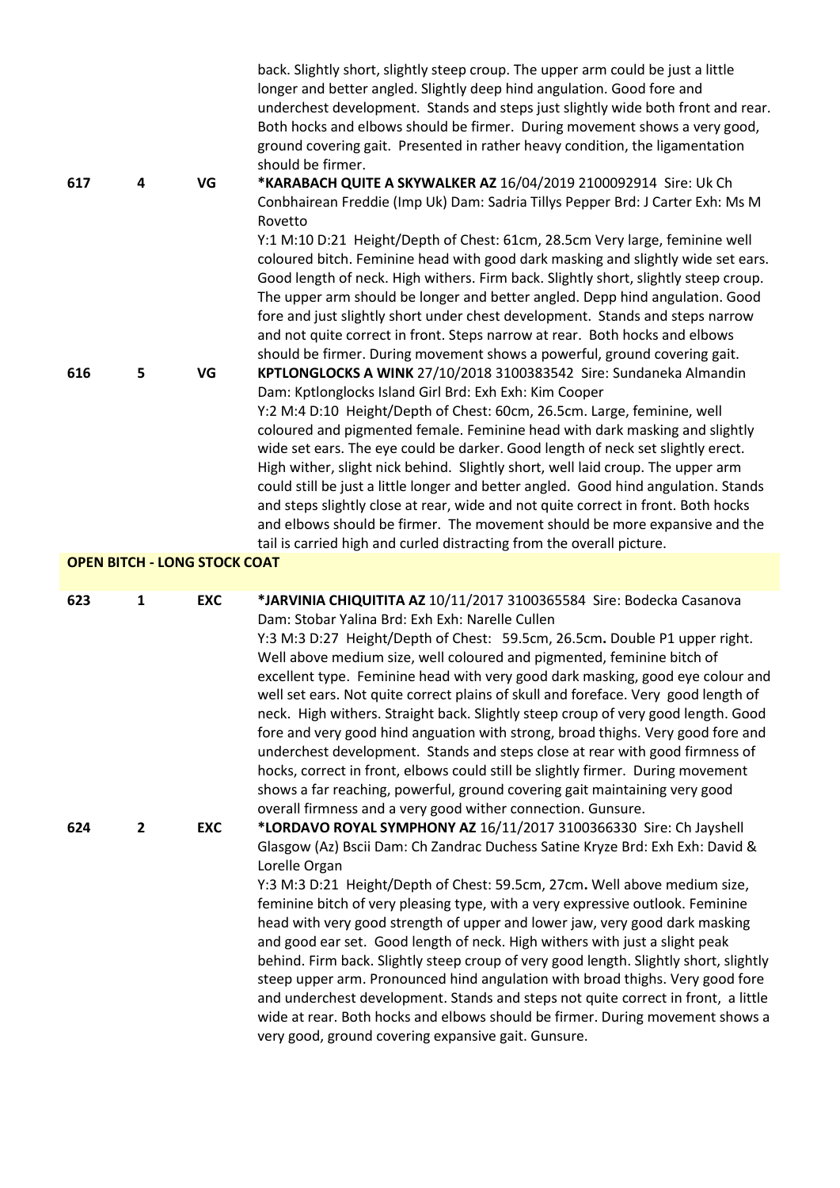| | | | back. Slightly short, slightly steep croup. The upper arm could be just a little longer and better angled. Slightly deep hind angulation. Good fore and underchest development. Stands and steps just slightly wide both front and rear. Both hocks and elbows should be firmer. During movement shows a very good, ground covering gait. Presented in rather heavy condition, the ligamentation should be firmer. |
|---|---|---|---|
| 617 | 4 | VG | **\*KARABACH QUITE A SKYWALKER AZ** 16/04/2019 2100092914 Sire: Uk Ch Conbhairean Freddie (Imp Uk) Dam: Sadria Tillys Pepper Brd: J Carter Exh: Ms M Rovetto<br>Y:1 M:10 D:21 Height/Depth of Chest: 61cm, 28.5cm Very large, feminine well coloured bitch. Feminine head with good dark masking and slightly wide set ears. Good length of neck. High withers. Firm back. Slightly short, slightly steep croup. The upper arm should be longer and better angled. Depp hind angulation. Good fore and just slightly short under chest development. Stands and steps narrow and not quite correct in front. Steps narrow at rear. Both hocks and elbows should be firmer. During movement shows a powerful, ground covering gait. |
| 616 | 5 | VG | **KPTLONGLOCKS A WINK** 27/10/2018 3100383542 Sire: Sundaneka Almandin Dam: Kptlonglocks Island Girl Brd: Exh Exh: Kim Cooper<br>Y:2 M:4 D:10 Height/Depth of Chest: 60cm, 26.5cm. Large, feminine, well coloured and pigmented female. Feminine head with dark masking and slightly wide set ears. The eye could be darker. Good length of neck set slightly erect. High wither, slight nick behind. Slightly short, well laid croup. The upper arm could still be just a little longer and better angled. Good hind angulation. Stands and steps slightly close at rear, wide and not quite correct in front. Both hocks and elbows should be firmer. The movement should be more expansive and the tail is carried high and curled distracting from the overall picture. |

**OPEN BITCH - LONG STOCK COAT**

| | | | |
|---|---|---|---|
| 623 | 1 | EXC | **\*JARVINIA CHIQUITITA AZ** 10/11/2017 3100365584 Sire: Bodecka Casanova Dam: Stobar Yalina Brd: Exh Exh: Narelle Cullen<br>Y:3 M:3 D:27 Height/Depth of Chest: 59.5cm, 26.5cm**.** Double P1 upper right. Well above medium size, well coloured and pigmented, feminine bitch of excellent type. Feminine head with very good dark masking, good eye colour and well set ears. Not quite correct plains of skull and foreface. Very good length of neck. High withers. Straight back. Slightly steep croup of very good length. Good fore and very good hind anguation with strong, broad thighs. Very good fore and underchest development. Stands and steps close at rear with good firmness of hocks, correct in front, elbows could still be slightly firmer. During movement shows a far reaching, powerful, ground covering gait maintaining very good overall firmness and a very good wither connection. Gunsure. |
| 624 | 2 | EXC | **\*LORDAVO ROYAL SYMPHONY AZ** 16/11/2017 3100366330 Sire: Ch Jayshell Glasgow (Az) Bscii Dam: Ch Zandrac Duchess Satine Kryze Brd: Exh Exh: David & Lorelle Organ<br>Y:3 M:3 D:21 Height/Depth of Chest: 59.5cm, 27cm**.** Well above medium size, feminine bitch of very pleasing type, with a very expressive outlook. Feminine head with very good strength of upper and lower jaw, very good dark masking and good ear set. Good length of neck. High withers with just a slight peak behind. Firm back. Slightly steep croup of very good length. Slightly short, slightly steep upper arm. Pronounced hind angulation with broad thighs. Very good fore and underchest development. Stands and steps not quite correct in front, a little wide at rear. Both hocks and elbows should be firmer. During movement shows a very good, ground covering expansive gait. Gunsure. |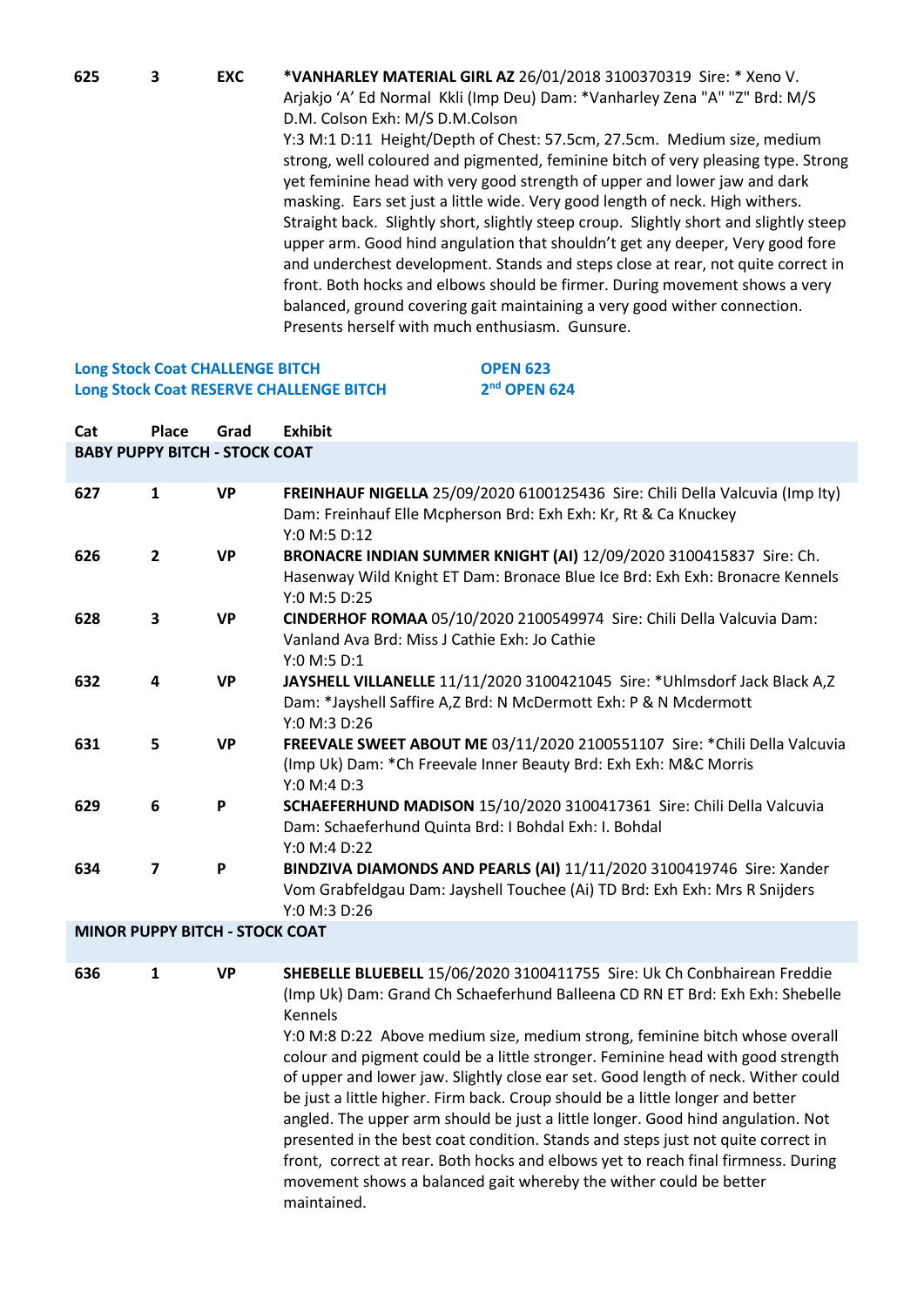| Cat | Place | Grad | Exhibit |
|---|---|---|---|
| 625 | 3 | EXC | **\*VANHARLEY MATERIAL GIRL AZ** 26/01/2018 3100370319 Sire: * Xeno V. Arjakjo 'A' Ed Normal Kkli (Imp Deu) Dam: *Vanharley Zena "A" "Z" Brd: M/S D.M. Colson Exh: M/S D.M.Colson<br>Y:3 M:1 D:11 Height/Depth of Chest: 57.5cm, 27.5cm. Medium size, medium strong, well coloured and pigmented, feminine bitch of very pleasing type. Strong yet feminine head with very good strength of upper and lower jaw and dark masking. Ears set just a little wide. Very good length of neck. High withers. Straight back. Slightly short, slightly steep croup. Slightly short and slightly steep upper arm. Good hind angulation that shouldn't get any deeper, Very good fore and underchest development. Stands and steps close at rear, not quite correct in front. Both hocks and elbows should be firmer. During movement shows a very balanced, ground covering gait maintaining a very good wither connection. Presents herself with much enthusiasm. Gunsure. |

**Long Stock Coat CHALLENGE BITCH** — **OPEN 623**
**Long Stock Coat RESERVE CHALLENGE BITCH** — **2nd OPEN 624**

| Cat | Place | Grad | Exhibit |
|---|---|---|---|
| **BABY PUPPY BITCH - STOCK COAT** | | | |
| 627 | 1 | VP | **FREINHAUF NIGELLA** 25/09/2020 6100125436 Sire: Chili Della Valcuvia (Imp Ity) Dam: Freinhauf Elle Mcpherson Brd: Exh Exh: Kr, Rt & Ca Knuckey<br>Y:0 M:5 D:12 |
| 626 | 2 | VP | **BRONACRE INDIAN SUMMER KNIGHT (AI)** 12/09/2020 3100415837 Sire: Ch. Hasenway Wild Knight ET Dam: Bronace Blue Ice Brd: Exh Exh: Bronacre Kennels<br>Y:0 M:5 D:25 |
| 628 | 3 | VP | **CINDERHOF ROMAA** 05/10/2020 2100549974 Sire: Chili Della Valcuvia Dam: Vanland Ava Brd: Miss J Cathie Exh: Jo Cathie<br>Y:0 M:5 D:1 |
| 632 | 4 | VP | **JAYSHELL VILLANELLE** 11/11/2020 3100421045 Sire: *Uhlmsdorf Jack Black A,Z Dam: *Jayshell Saffire A,Z Brd: N McDermott Exh: P & N Mcdermott<br>Y:0 M:3 D:26 |
| 631 | 5 | VP | **FREEVALE SWEET ABOUT ME** 03/11/2020 2100551107 Sire: *Chili Della Valcuvia (Imp Uk) Dam: *Ch Freevale Inner Beauty Brd: Exh Exh: M&C Morris<br>Y:0 M:4 D:3 |
| 629 | 6 | P | **SCHAEFERHUND MADISON** 15/10/2020 3100417361 Sire: Chili Della Valcuvia Dam: Schaeferhund Quinta Brd: I Bohdal Exh: I. Bohdal<br>Y:0 M:4 D:22 |
| 634 | 7 | P | **BINDZIVA DIAMONDS AND PEARLS (AI)** 11/11/2020 3100419746 Sire: Xander Vom Grabfeldgau Dam: Jayshell Touchee (Ai) TD Brd: Exh Exh: Mrs R Snijders<br>Y:0 M:3 D:26 |
| **MINOR PUPPY BITCH - STOCK COAT** | | | |
| 636 | 1 | VP | **SHEBELLE BLUEBELL** 15/06/2020 3100411755 Sire: Uk Ch Conbhairean Freddie (Imp Uk) Dam: Grand Ch Schaeferhund Balleena CD RN ET Brd: Exh Exh: Shebelle Kennels<br>Y:0 M:8 D:22 Above medium size, medium strong, feminine bitch whose overall colour and pigment could be a little stronger. Feminine head with good strength of upper and lower jaw. Slightly close ear set. Good length of neck. Wither could be just a little higher. Firm back. Croup should be a little longer and better angled. The upper arm should be just a little longer. Good hind angulation. Not presented in the best coat condition. Stands and steps just not quite correct in front, correct at rear. Both hocks and elbows yet to reach final firmness. During movement shows a balanced gait whereby the wither could be better maintained. |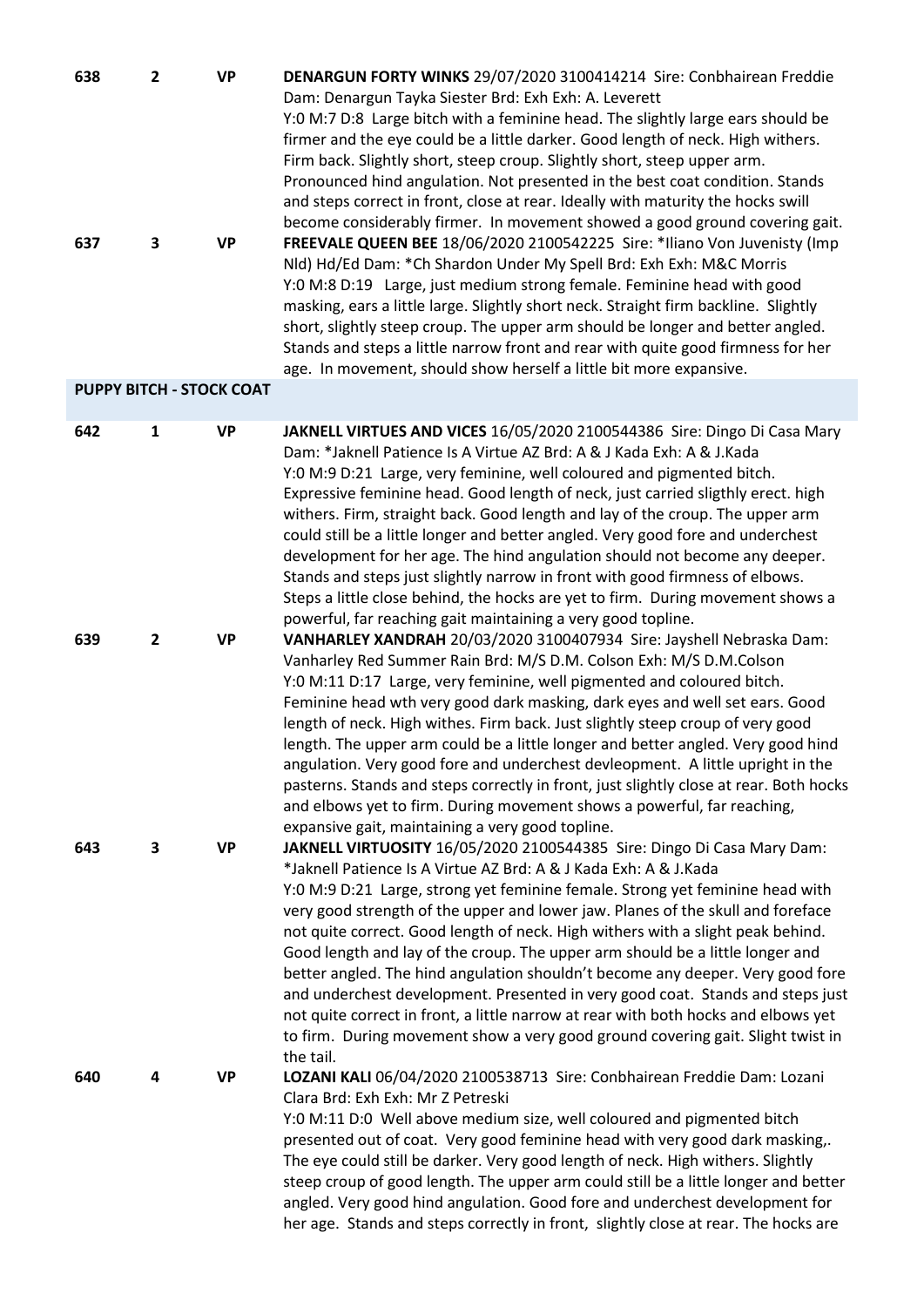**638** **2** **VP** **DENARGUN FORTY WINKS** 29/07/2020 3100414214 Sire: Conbhairean Freddie Dam: Denargun Tayka Siester Brd: Exh Exh: A. Leverett
Y:0 M:7 D:8 Large bitch with a feminine head. The slightly large ears should be firmer and the eye could be a little darker. Good length of neck. High withers. Firm back. Slightly short, steep croup. Slightly short, steep upper arm. Pronounced hind angulation. Not presented in the best coat condition. Stands and steps correct in front, close at rear. Ideally with maturity the hocks swill become considerably firmer. In movement showed a good ground covering gait.

**637** **3** **VP** **FREEVALE QUEEN BEE** 18/06/2020 2100542225 Sire: *Iliano Von Juvenisty (Imp Nld) Hd/Ed Dam: *Ch Shardon Under My Spell Brd: Exh Exh: M&C Morris
Y:0 M:8 D:19 Large, just medium strong female. Feminine head with good masking, ears a little large. Slightly short neck. Straight firm backline. Slightly short, slightly steep croup. The upper arm should be longer and better angled. Stands and steps a little narrow front and rear with quite good firmness for her age. In movement, should show herself a little bit more expansive.

## PUPPY BITCH - STOCK COAT

**642** **1** **VP** **JAKNELL VIRTUES AND VICES** 16/05/2020 2100544386 Sire: Dingo Di Casa Mary Dam: *Jaknell Patience Is A Virtue AZ Brd: A & J Kada Exh: A & J.Kada
Y:0 M:9 D:21 Large, very feminine, well coloured and pigmented bitch. Expressive feminine head. Good length of neck, just carried sligthly erect. high withers. Firm, straight back. Good length and lay of the croup. The upper arm could still be a little longer and better angled. Very good fore and underchest development for her age. The hind angulation should not become any deeper. Stands and steps just slightly narrow in front with good firmness of elbows. Steps a little close behind, the hocks are yet to firm. During movement shows a powerful, far reaching gait maintaining a very good topline.

**639** **2** **VP** **VANHARLEY XANDRAH** 20/03/2020 3100407934 Sire: Jayshell Nebraska Dam: Vanharley Red Summer Rain Brd: M/S D.M. Colson Exh: M/S D.M.Colson
Y:0 M:11 D:17 Large, very feminine, well pigmented and coloured bitch. Feminine head wth very good dark masking, dark eyes and well set ears. Good length of neck. High withes. Firm back. Just slightly steep croup of very good length. The upper arm could be a little longer and better angled. Very good hind angulation. Very good fore and underchest devleopment. A little upright in the pasterns. Stands and steps correctly in front, just slightly close at rear. Both hocks and elbows yet to firm. During movement shows a powerful, far reaching, expansive gait, maintaining a very good topline.

**643** **3** **VP** **JAKNELL VIRTUOSITY** 16/05/2020 2100544385 Sire: Dingo Di Casa Mary Dam: *Jaknell Patience Is A Virtue AZ Brd: A & J Kada Exh: A & J.Kada
Y:0 M:9 D:21 Large, strong yet feminine female. Strong yet feminine head with very good strength of the upper and lower jaw. Planes of the skull and foreface not quite correct. Good length of neck. High withers with a slight peak behind. Good length and lay of the croup. The upper arm should be a little longer and better angled. The hind angulation shouldn't become any deeper. Very good fore and underchest development. Presented in very good coat. Stands and steps just not quite correct in front, a little narrow at rear with both hocks and elbows yet to firm. During movement show a very good ground covering gait. Slight twist in the tail.

**640** **4** **VP** **LOZANI KALI** 06/04/2020 2100538713 Sire: Conbhairean Freddie Dam: Lozani Clara Brd: Exh Exh: Mr Z Petreski
Y:0 M:11 D:0 Well above medium size, well coloured and pigmented bitch presented out of coat. Very good feminine head with very good dark masking,. The eye could still be darker. Very good length of neck. High withers. Slightly steep croup of good length. The upper arm could still be a little longer and better angled. Very good hind angulation. Good fore and underchest development for her age. Stands and steps correctly in front, slightly close at rear. The hocks are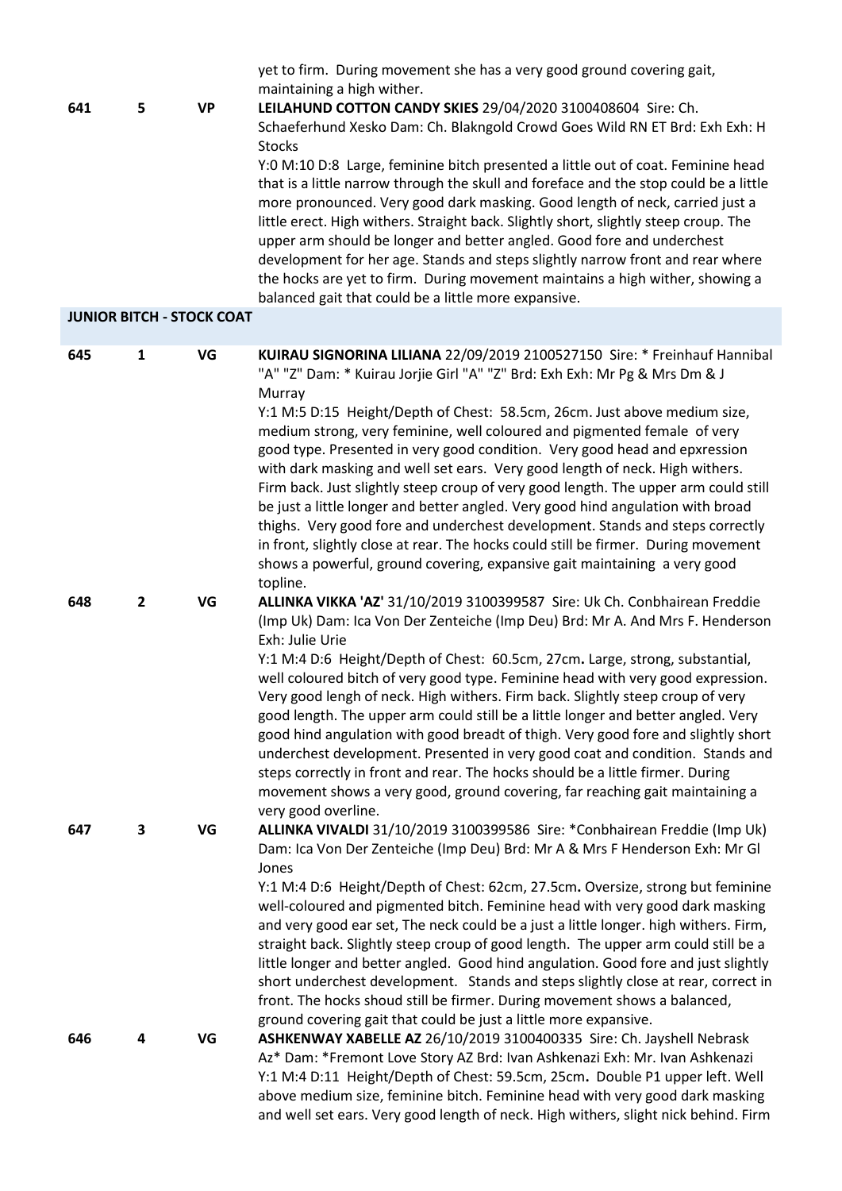yet to firm. During movement she has a very good ground covering gait, maintaining a high wither.

**641** **5** **VP** **LEILAHUND COTTON CANDY SKIES** 29/04/2020 3100408604 Sire: Ch. Schaeferhund Xesko Dam: Ch. Blakngold Crowd Goes Wild RN ET Brd: Exh Exh: H Stocks

Y:0 M:10 D:8 Large, feminine bitch presented a little out of coat. Feminine head that is a little narrow through the skull and foreface and the stop could be a little more pronounced. Very good dark masking. Good length of neck, carried just a little erect. High withers. Straight back. Slightly short, slightly steep croup. The upper arm should be longer and better angled. Good fore and underchest development for her age. Stands and steps slightly narrow front and rear where the hocks are yet to firm. During movement maintains a high wither, showing a balanced gait that could be a little more expansive.

## JUNIOR BITCH - STOCK COAT

**645** **1** **VG** **KUIRAU SIGNORINA LILIANA** 22/09/2019 2100527150 Sire: * Freinhauf Hannibal "A" "Z" Dam: * Kuirau Jorjie Girl "A" "Z" Brd: Exh Exh: Mr Pg & Mrs Dm & J Murray

Y:1 M:5 D:15 Height/Depth of Chest: 58.5cm, 26cm. Just above medium size, medium strong, very feminine, well coloured and pigmented female of very good type. Presented in very good condition. Very good head and epxression with dark masking and well set ears. Very good length of neck. High withers. Firm back. Just slightly steep croup of very good length. The upper arm could still be just a little longer and better angled. Very good hind angulation with broad thighs. Very good fore and underchest development. Stands and steps correctly in front, slightly close at rear. The hocks could still be firmer. During movement shows a powerful, ground covering, expansive gait maintaining a very good topline.

**648** **2** **VG** **ALLINKA VIKKA 'AZ'** 31/10/2019 3100399587 Sire: Uk Ch. Conbhairean Freddie (Imp Uk) Dam: Ica Von Der Zenteiche (Imp Deu) Brd: Mr A. And Mrs F. Henderson Exh: Julie Urie

Y:1 M:4 D:6 Height/Depth of Chest: 60.5cm, 27cm**.** Large, strong, substantial, well coloured bitch of very good type. Feminine head with very good expression. Very good lengh of neck. High withers. Firm back. Slightly steep croup of very good length. The upper arm could still be a little longer and better angled. Very good hind angulation with good breadt of thigh. Very good fore and slightly short underchest development. Presented in very good coat and condition. Stands and steps correctly in front and rear. The hocks should be a little firmer. During movement shows a very good, ground covering, far reaching gait maintaining a very good overline.

**647** **3** **VG** **ALLINKA VIVALDI** 31/10/2019 3100399586 Sire: *Conbhairean Freddie (Imp Uk) Dam: Ica Von Der Zenteiche (Imp Deu) Brd: Mr A & Mrs F Henderson Exh: Mr Gl Jones

Y:1 M:4 D:6 Height/Depth of Chest: 62cm, 27.5cm**.** Oversize, strong but feminine well-coloured and pigmented bitch. Feminine head with very good dark masking and very good ear set, The neck could be a just a little longer. high withers. Firm, straight back. Slightly steep croup of good length. The upper arm could still be a little longer and better angled. Good hind angulation. Good fore and just slightly short underchest development. Stands and steps slightly close at rear, correct in front. The hocks shoud still be firmer. During movement shows a balanced, ground covering gait that could be just a little more expansive.

**646** **4** **VG** **ASHKENWAY XABELLE AZ** 26/10/2019 3100400335 Sire: Ch. Jayshell Nebrask Az* Dam: *Fremont Love Story AZ Brd: Ivan Ashkenazi Exh: Mr. Ivan Ashkenazi

Y:1 M:4 D:11 Height/Depth of Chest: 59.5cm, 25cm**.** Double P1 upper left. Well above medium size, feminine bitch. Feminine head with very good dark masking and well set ears. Very good length of neck. High withers, slight nick behind. Firm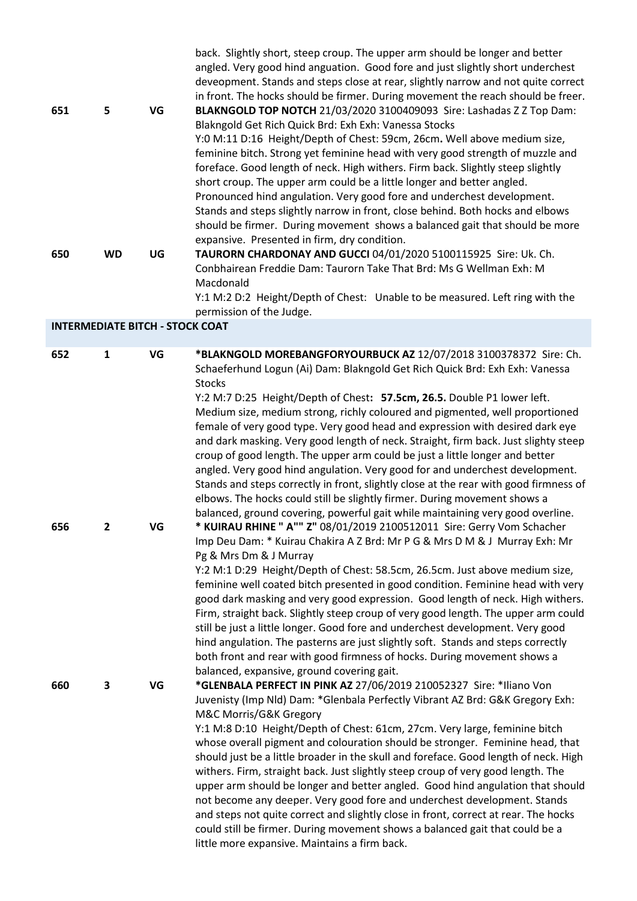back. Slightly short, steep croup. The upper arm should be longer and better angled. Very good hind anguation. Good fore and just slightly short underchest deveopment. Stands and steps close at rear, slightly narrow and not quite correct in front. The hocks should be firmer. During movement the reach should be freer.

**651 5 VG** **BLAKNGOLD TOP NOTCH** 21/03/2020 3100409093 Sire: Lashadas Z Z Top Dam: Blakngold Get Rich Quick Brd: Exh Exh: Vanessa Stocks

Y:0 M:11 D:16 Height/Depth of Chest: 59cm, 26cm**.** Well above medium size, feminine bitch. Strong yet feminine head with very good strength of muzzle and foreface. Good length of neck. High withers. Firm back. Slightly steep slightly short croup. The upper arm could be a little longer and better angled. Pronounced hind angulation. Very good fore and underchest development. Stands and steps slightly narrow in front, close behind. Both hocks and elbows should be firmer. During movement shows a balanced gait that should be more expansive. Presented in firm, dry condition.

**650 WD UG** **TAURORN CHARDONAY AND GUCCI** 04/01/2020 5100115925 Sire: Uk. Ch. Conbhairean Freddie Dam: Taurorn Take That Brd: Ms G Wellman Exh: M Macdonald

Y:1 M:2 D:2 Height/Depth of Chest: Unable to be measured. Left ring with the permission of the Judge.

## INTERMEDIATE BITCH - STOCK COAT

**652 1 VG** ***BLAKNGOLD MOREBANGFORYOURBUCK AZ** 12/07/2018 3100378372 Sire: Ch. Schaeferhund Logun (Ai) Dam: Blakngold Get Rich Quick Brd: Exh Exh: Vanessa Stocks

Y:2 M:7 D:25 Height/Depth of Chest**: 57.5cm, 26.5.** Double P1 lower left. Medium size, medium strong, richly coloured and pigmented, well proportioned female of very good type. Very good head and expression with desired dark eye and dark masking. Very good length of neck. Straight, firm back. Just slighty steep croup of good length. The upper arm could be just a little longer and better angled. Very good hind angulation. Very good for and underchest development. Stands and steps correctly in front, slightly close at the rear with good firmness of elbows. The hocks could still be slightly firmer. During movement shows a balanced, ground covering, powerful gait while maintaining very good overline.

**656 2 VG** *** KUIRAU RHINE " A"" Z"** 08/01/2019 2100512011 Sire: Gerry Vom Schacher Imp Deu Dam: * Kuirau Chakira A Z Brd: Mr P G & Mrs D M & J Murray Exh: Mr Pg & Mrs Dm & J Murray

Y:2 M:1 D:29 Height/Depth of Chest: 58.5cm, 26.5cm. Just above medium size, feminine well coated bitch presented in good condition. Feminine head with very good dark masking and very good expression. Good length of neck. High withers. Firm, straight back. Slightly steep croup of very good length. The upper arm could still be just a little longer. Good fore and underchest development. Very good hind angulation. The pasterns are just slightly soft. Stands and steps correctly both front and rear with good firmness of hocks. During movement shows a balanced, expansive, ground covering gait.

**660 3 VG** ***GLENBALA PERFECT IN PINK AZ** 27/06/2019 210052327 Sire: *Iliano Von Juvenisty (Imp Nld) Dam: *Glenbala Perfectly Vibrant AZ Brd: G&K Gregory Exh: M&C Morris/G&K Gregory

Y:1 M:8 D:10 Height/Depth of Chest: 61cm, 27cm. Very large, feminine bitch whose overall pigment and colouration should be stronger. Feminine head, that should just be a little broader in the skull and foreface. Good length of neck. High withers. Firm, straight back. Just slightly steep croup of very good length. The upper arm should be longer and better angled. Good hind angulation that should not become any deeper. Very good fore and underchest development. Stands and steps not quite correct and slightly close in front, correct at rear. The hocks could still be firmer. During movement shows a balanced gait that could be a little more expansive. Maintains a firm back.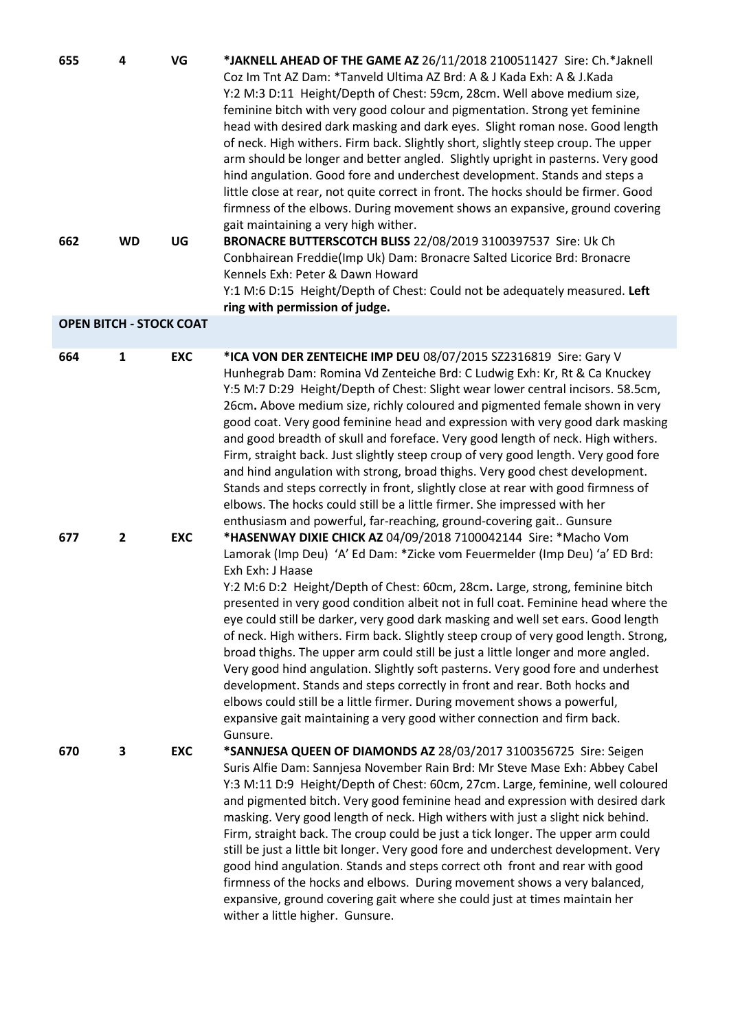| | | | |
|---|---|---|---|
| 655 | 4 | VG | ***JAKNELL AHEAD OF THE GAME AZ** 26/11/2018 2100511427 Sire: Ch.*Jaknell Coz Im Tnt AZ Dam: *Tanveld Ultima AZ Brd: A & J Kada Exh: A & J.Kada Y:2 M:3 D:11 Height/Depth of Chest: 59cm, 28cm. Well above medium size, feminine bitch with very good colour and pigmentation. Strong yet feminine head with desired dark masking and dark eyes. Slight roman nose. Good length of neck. High withers. Firm back. Slightly short, slightly steep croup. The upper arm should be longer and better angled. Slightly upright in pasterns. Very good hind angulation. Good fore and underchest development. Stands and steps a little close at rear, not quite correct in front. The hocks should be firmer. Good firmness of the elbows. During movement shows an expansive, ground covering gait maintaining a very high wither. |
| 662 | WD | UG | **BRONACRE BUTTERSCOTCH BLISS** 22/08/2019 3100397537 Sire: Uk Ch Conbhairean Freddie(Imp Uk) Dam: Bronacre Salted Licorice Brd: Bronacre Kennels Exh: Peter & Dawn Howard Y:1 M:6 D:15 Height/Depth of Chest: Could not be adequately measured. **Left ring with permission of judge.** |

## OPEN BITCH - STOCK COAT

| | | | |
|---|---|---|---|
| 664 | 1 | EXC | ***ICA VON DER ZENTEICHE IMP DEU** 08/07/2015 SZ2316819 Sire: Gary V Hunhegrab Dam: Romina Vd Zenteiche Brd: C Ludwig Exh: Kr, Rt & Ca Knuckey Y:5 M:7 D:29 Height/Depth of Chest: Slight wear lower central incisors. 58.5cm, 26cm**.** Above medium size, richly coloured and pigmented female shown in very good coat. Very good feminine head and expression with very good dark masking and good breadth of skull and foreface. Very good length of neck. High withers. Firm, straight back. Just slightly steep croup of very good length. Very good fore and hind angulation with strong, broad thighs. Very good chest development. Stands and steps correctly in front, slightly close at rear with good firmness of elbows. The hocks could still be a little firmer. She impressed with her enthusiasm and powerful, far-reaching, ground-covering gait.. Gunsure |
| 677 | 2 | EXC | ***HASENWAY DIXIE CHICK AZ** 04/09/2018 7100042144 Sire: *Macho Vom Lamorak (Imp Deu) 'A' Ed Dam: *Zicke vom Feuermelder (Imp Deu) 'a' ED Brd: Exh Exh: J Haase Y:2 M:6 D:2 Height/Depth of Chest: 60cm, 28cm**.** Large, strong, feminine bitch presented in very good condition albeit not in full coat. Feminine head where the eye could still be darker, very good dark masking and well set ears. Good length of neck. High withers. Firm back. Slightly steep croup of very good length. Strong, broad thighs. The upper arm could still be just a little longer and more angled. Very good hind angulation. Slightly soft pasterns. Very good fore and underhest development. Stands and steps correctly in front and rear. Both hocks and elbows could still be a little firmer. During movement shows a powerful, expansive gait maintaining a very good wither connection and firm back. Gunsure. |
| 670 | 3 | EXC | ***SANNJESA QUEEN OF DIAMONDS AZ** 28/03/2017 3100356725 Sire: Seigen Suris Alfie Dam: Sannjesa November Rain Brd: Mr Steve Mase Exh: Abbey Cabel Y:3 M:11 D:9 Height/Depth of Chest: 60cm, 27cm. Large, feminine, well coloured and pigmented bitch. Very good feminine head and expression with desired dark masking. Very good length of neck. High withers with just a slight nick behind. Firm, straight back. The croup could be just a tick longer. The upper arm could still be just a little bit longer. Very good fore and underchest development. Very good hind angulation. Stands and steps correct oth front and rear with good firmness of the hocks and elbows. During movement shows a very balanced, expansive, ground covering gait where she could just at times maintain her wither a little higher. Gunsure. |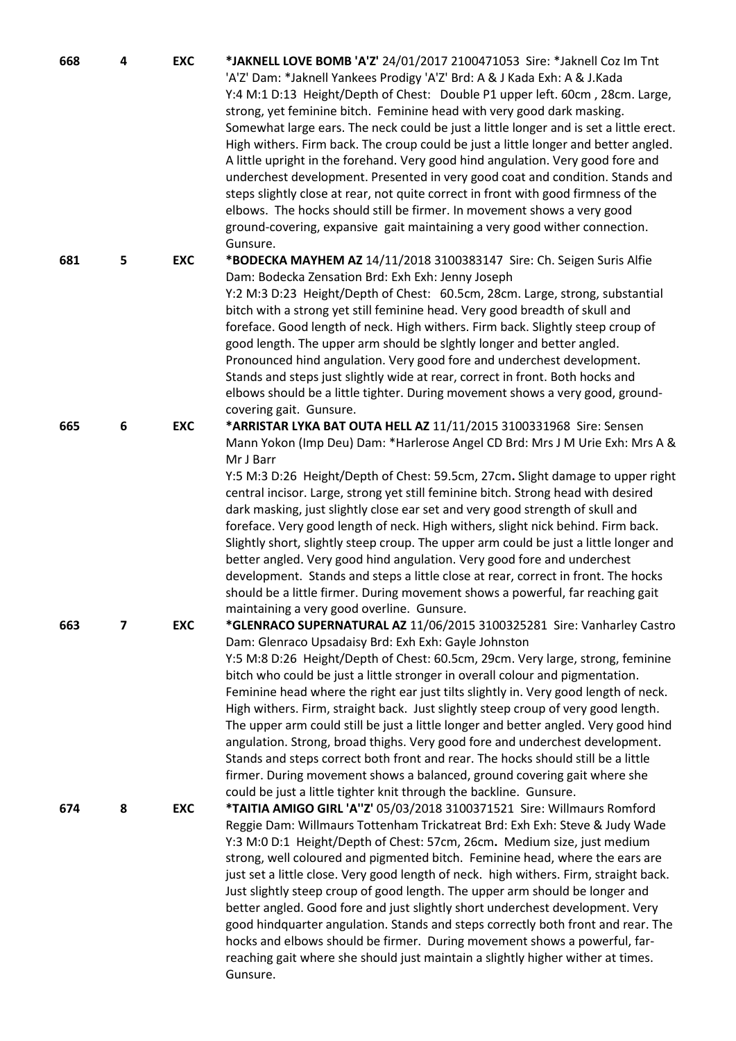| | | | |
|---|---|---|---|
| 668 | 4 | EXC | **\*JAKNELL LOVE BOMB 'A'Z'** 24/01/2017 2100471053 Sire: \*Jaknell Coz Im Tnt 'A'Z' Dam: \*Jaknell Yankees Prodigy 'A'Z' Brd: A & J Kada Exh: A & J.Kada<br>Y:4 M:1 D:13 Height/Depth of Chest: Double P1 upper left. 60cm , 28cm. Large, strong, yet feminine bitch. Feminine head with very good dark masking. Somewhat large ears. The neck could be just a little longer and is set a little erect. High withers. Firm back. The croup could be just a little longer and better angled. A little upright in the forehand. Very good hind angulation. Very good fore and underchest development. Presented in very good coat and condition. Stands and steps slightly close at rear, not quite correct in front with good firmness of the elbows. The hocks should still be firmer. In movement shows a very good ground-covering, expansive gait maintaining a very good wither connection. Gunsure. |
| 681 | 5 | EXC | **\*BODECKA MAYHEM AZ** 14/11/2018 3100383147 Sire: Ch. Seigen Suris Alfie Dam: Bodecka Zensation Brd: Exh Exh: Jenny Joseph<br>Y:2 M:3 D:23 Height/Depth of Chest: 60.5cm, 28cm. Large, strong, substantial bitch with a strong yet still feminine head. Very good breadth of skull and foreface. Good length of neck. High withers. Firm back. Slightly steep croup of good length. The upper arm should be slghtly longer and better angled. Pronounced hind angulation. Very good fore and underchest development. Stands and steps just slightly wide at rear, correct in front. Both hocks and elbows should be a little tighter. During movement shows a very good, ground-covering gait. Gunsure. |
| 665 | 6 | EXC | **\*ARRISTAR LYKA BAT OUTA HELL AZ** 11/11/2015 3100331968 Sire: Sensen Mann Yokon (Imp Deu) Dam: \*Harlerose Angel CD Brd: Mrs J M Urie Exh: Mrs A & Mr J Barr<br>Y:5 M:3 D:26 Height/Depth of Chest: 59.5cm, 27cm**.** Slight damage to upper right central incisor. Large, strong yet still feminine bitch. Strong head with desired dark masking, just slightly close ear set and very good strength of skull and foreface. Very good length of neck. High withers, slight nick behind. Firm back. Slightly short, slightly steep croup. The upper arm could be just a little longer and better angled. Very good hind angulation. Very good fore and underchest development. Stands and steps a little close at rear, correct in front. The hocks should be a little firmer. During movement shows a powerful, far reaching gait maintaining a very good overline. Gunsure. |
| 663 | 7 | EXC | **\*GLENRACO SUPERNATURAL AZ** 11/06/2015 3100325281 Sire: Vanharley Castro Dam: Glenraco Upsadaisy Brd: Exh Exh: Gayle Johnston<br>Y:5 M:8 D:26 Height/Depth of Chest: 60.5cm, 29cm. Very large, strong, feminine bitch who could be just a little stronger in overall colour and pigmentation. Feminine head where the right ear just tilts slightly in. Very good length of neck. High withers. Firm, straight back. Just slightly steep croup of very good length. The upper arm could still be just a little longer and better angled. Very good hind angulation. Strong, broad thighs. Very good fore and underchest development. Stands and steps correct both front and rear. The hocks should still be a little firmer. During movement shows a balanced, ground covering gait where she could be just a little tighter knit through the backline. Gunsure. |
| 674 | 8 | EXC | **\*TAITIA AMIGO GIRL 'A''Z'** 05/03/2018 3100371521 Sire: Willmaurs Romford Reggie Dam: Willmaurs Tottenham Trickatreat Brd: Exh Exh: Steve & Judy Wade<br>Y:3 M:0 D:1 Height/Depth of Chest: 57cm, 26cm**.** Medium size, just medium strong, well coloured and pigmented bitch. Feminine head, where the ears are just set a little close. Very good length of neck. high withers. Firm, straight back. Just slightly steep croup of good length. The upper arm should be longer and better angled. Good fore and just slightly short underchest development. Very good hindquarter angulation. Stands and steps correctly both front and rear. The hocks and elbows should be firmer. During movement shows a powerful, far-reaching gait where she should just maintain a slightly higher wither at times. Gunsure. |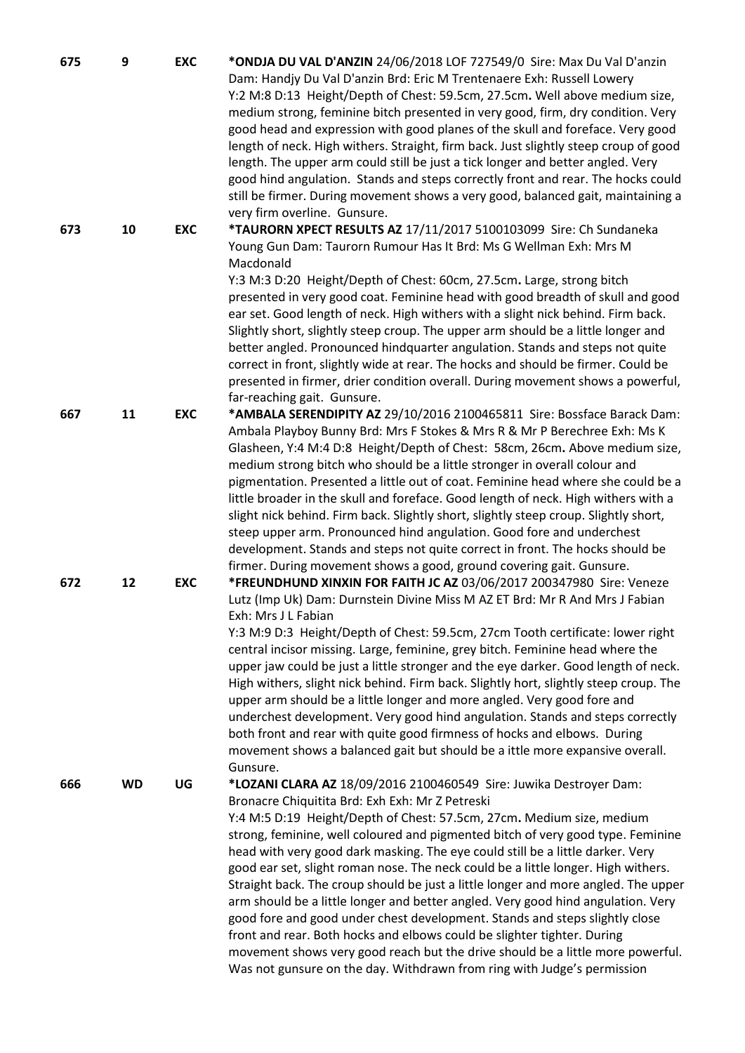| | | | |
|---|---|---|---|
| 675 | 9 | EXC | **\*ONDJA DU VAL D'ANZIN** 24/06/2018 LOF 727549/0 Sire: Max Du Val D'anzin Dam: Handjy Du Val D'anzin Brd: Eric M Trentenaere Exh: Russell Lowery Y:2 M:8 D:13 Height/Depth of Chest: 59.5cm, 27.5cm**.** Well above medium size, medium strong, feminine bitch presented in very good, firm, dry condition. Very good head and expression with good planes of the skull and foreface. Very good length of neck. High withers. Straight, firm back. Just slightly steep croup of good length. The upper arm could still be just a tick longer and better angled. Very good hind angulation. Stands and steps correctly front and rear. The hocks could still be firmer. During movement shows a very good, balanced gait, maintaining a very firm overline. Gunsure. |
| 673 | 10 | EXC | **\*TAURORN XPECT RESULTS AZ** 17/11/2017 5100103099 Sire: Ch Sundaneka Young Gun Dam: Taurorn Rumour Has It Brd: Ms G Wellman Exh: Mrs M Macdonald Y:3 M:3 D:20 Height/Depth of Chest: 60cm, 27.5cm**.** Large, strong bitch presented in very good coat. Feminine head with good breadth of skull and good ear set. Good length of neck. High withers with a slight nick behind. Firm back. Slightly short, slightly steep croup. The upper arm should be a little longer and better angled. Pronounced hindquarter angulation. Stands and steps not quite correct in front, slightly wide at rear. The hocks and should be firmer. Could be presented in firmer, drier condition overall. During movement shows a powerful, far-reaching gait. Gunsure. |
| 667 | 11 | EXC | **\*AMBALA SERENDIPITY AZ** 29/10/2016 2100465811 Sire: Bossface Barack Dam: Ambala Playboy Bunny Brd: Mrs F Stokes & Mrs R & Mr P Berechree Exh: Ms K Glasheen, Y:4 M:4 D:8 Height/Depth of Chest: 58cm, 26cm**.** Above medium size, medium strong bitch who should be a little stronger in overall colour and pigmentation. Presented a little out of coat. Feminine head where she could be a little broader in the skull and foreface. Good length of neck. High withers with a slight nick behind. Firm back. Slightly short, slightly steep croup. Slightly short, steep upper arm. Pronounced hind angulation. Good fore and underchest development. Stands and steps not quite correct in front. The hocks should be firmer. During movement shows a good, ground covering gait. Gunsure. |
| 672 | 12 | EXC | **\*FREUNDHUND XINXIN FOR FAITH JC AZ** 03/06/2017 200347980 Sire: Veneze Lutz (Imp Uk) Dam: Durnstein Divine Miss M AZ ET Brd: Mr R And Mrs J Fabian Exh: Mrs J L Fabian Y:3 M:9 D:3 Height/Depth of Chest: 59.5cm, 27cm Tooth certificate: lower right central incisor missing. Large, feminine, grey bitch. Feminine head where the upper jaw could be just a little stronger and the eye darker. Good length of neck. High withers, slight nick behind. Firm back. Slightly hort, slightly steep croup. The upper arm should be a little longer and more angled. Very good fore and underchest development. Very good hind angulation. Stands and steps correctly both front and rear with quite good firmness of hocks and elbows. During movement shows a balanced gait but should be a ittle more expansive overall. Gunsure. |
| 666 | WD | UG | **\*LOZANI CLARA AZ** 18/09/2016 2100460549 Sire: Juwika Destroyer Dam: Bronacre Chiquitita Brd: Exh Exh: Mr Z Petreski Y:4 M:5 D:19 Height/Depth of Chest: 57.5cm, 27cm**.** Medium size, medium strong, feminine, well coloured and pigmented bitch of very good type. Feminine head with very good dark masking. The eye could still be a little darker. Very good ear set, slight roman nose. The neck could be a little longer. High withers. Straight back. The croup should be just a little longer and more angled. The upper arm should be a little longer and better angled. Very good hind angulation. Very good fore and good under chest development. Stands and steps slightly close front and rear. Both hocks and elbows could be slighter tighter. During movement shows very good reach but the drive should be a little more powerful. Was not gunsure on the day. Withdrawn from ring with Judge's permission |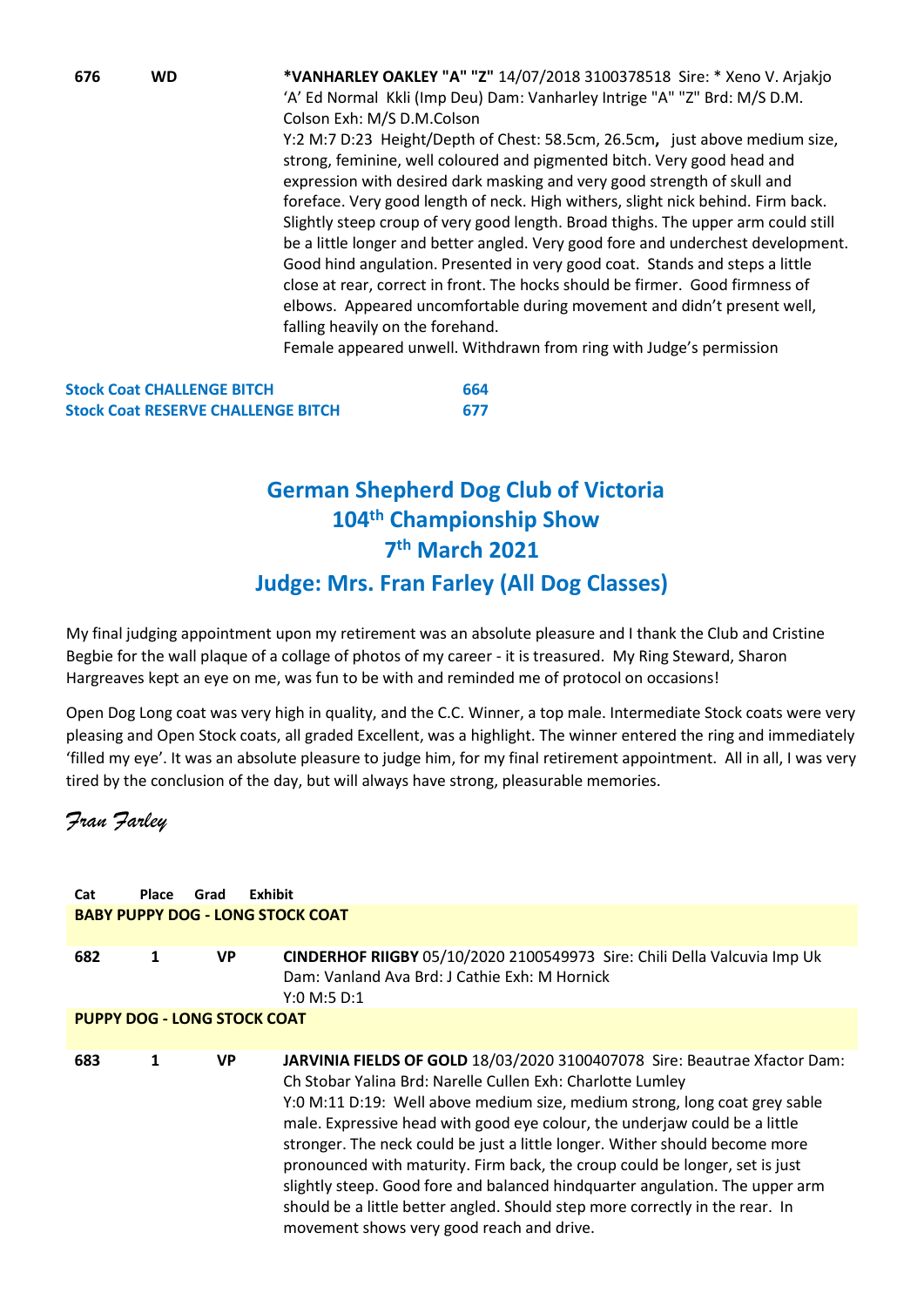| | | |
|---|---|---|
| **676** | **WD** | ***VANHARLEY OAKLEY "A" "Z"** 14/07/2018 3100378518 Sire: * Xeno V. Arjakjo 'A' Ed Normal Kkli (Imp Deu) Dam: Vanharley Intrige "A" "Z" Brd: M/S D.M. Colson Exh: M/S D.M.Colson<br>Y:2 M:7 D:23 Height/Depth of Chest: 58.5cm, 26.5cm, just above medium size, strong, feminine, well coloured and pigmented bitch. Very good head and expression with desired dark masking and very good strength of skull and foreface. Very good length of neck. High withers, slight nick behind. Firm back. Slightly steep croup of very good length. Broad thighs. The upper arm could still be a little longer and better angled. Very good fore and underchest development. Good hind angulation. Presented in very good coat. Stands and steps a little close at rear, correct in front. The hocks should be firmer. Good firmness of elbows. Appeared uncomfortable during movement and didn't present well, falling heavily on the forehand.<br>Female appeared unwell. Withdrawn from ring with Judge's permission |

**Stock Coat CHALLENGE BITCH** 664
**Stock Coat RESERVE CHALLENGE BITCH** 677

## German Shepherd Dog Club of Victoria
## 104th Championship Show
## 7th March 2021
## Judge: Mrs. Fran Farley (All Dog Classes)

My final judging appointment upon my retirement was an absolute pleasure and I thank the Club and Cristine Begbie for the wall plaque of a collage of photos of my career - it is treasured. My Ring Steward, Sharon Hargreaves kept an eye on me, was fun to be with and reminded me of protocol on occasions!

Open Dog Long coat was very high in quality, and the C.C. Winner, a top male. Intermediate Stock coats were very pleasing and Open Stock coats, all graded Excellent, was a highlight. The winner entered the ring and immediately 'filled my eye'. It was an absolute pleasure to judge him, for my final retirement appointment. All in all, I was very tired by the conclusion of the day, but will always have strong, pleasurable memories.

*Fran Farley*

| Cat | Place | Grad | Exhibit |
|---|---|---|---|
| **BABY PUPPY DOG - LONG STOCK COAT** | | | |
| **682** | **1** | **VP** | **CINDERHOF RIIGBY** 05/10/2020 2100549973 Sire: Chili Della Valcuvia Imp Uk Dam: Vanland Ava Brd: J Cathie Exh: M Hornick<br>Y:0 M:5 D:1 |
| **PUPPY DOG - LONG STOCK COAT** | | | |
| **683** | **1** | **VP** | **JARVINIA FIELDS OF GOLD** 18/03/2020 3100407078 Sire: Beautrae Xfactor Dam: Ch Stobar Yalina Brd: Narelle Cullen Exh: Charlotte Lumley<br>Y:0 M:11 D:19: Well above medium size, medium strong, long coat grey sable male. Expressive head with good eye colour, the underjaw could be a little stronger. The neck could be just a little longer. Wither should become more pronounced with maturity. Firm back, the croup could be longer, set is just slightly steep. Good fore and balanced hindquarter angulation. The upper arm should be a little better angled. Should step more correctly in the rear. In movement shows very good reach and drive. |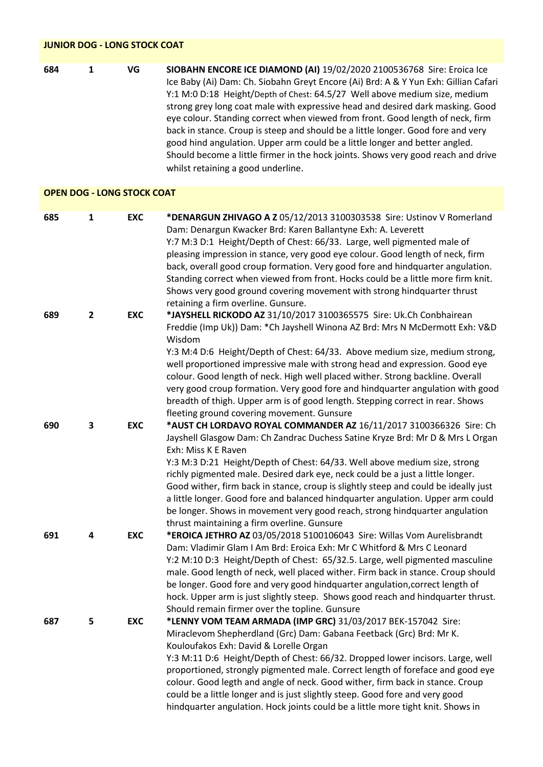## JUNIOR DOG - LONG STOCK COAT

**684** **1** **VG** **SIOBAHN ENCORE ICE DIAMOND (AI)** 19/02/2020 2100536768 Sire: Eroica Ice Ice Baby (Ai) Dam: Ch. Siobahn Greyt Encore (Ai) Brd: A & Y Yun Exh: Gillian Cafari
Y:1 M:0 D:18 Height/Depth of Chest: 64.5/27 Well above medium size, medium strong grey long coat male with expressive head and desired dark masking. Good eye colour. Standing correct when viewed from front. Good length of neck, firm back in stance. Croup is steep and should be a little longer. Good fore and very good hind angulation. Upper arm could be a little longer and better angled. Should become a little firmer in the hock joints. Shows very good reach and drive whilst retaining a good underline.

## OPEN DOG - LONG STOCK COAT

**685** **1** **EXC** ***DENARGUN ZHIVAGO A Z** 05/12/2013 3100303538 Sire: Ustinov V Romerland Dam: Denargun Kwacker Brd: Karen Ballantyne Exh: A. Leverett
Y:7 M:3 D:1 Height/Depth of Chest: 66/33. Large, well pigmented male of pleasing impression in stance, very good eye colour. Good length of neck, firm back, overall good croup formation. Very good fore and hindquarter angulation. Standing correct when viewed from front. Hocks could be a little more firm knit. Shows very good ground covering movement with strong hindquarter thrust retaining a firm overline. Gunsure.

**689** **2** **EXC** ***JAYSHELL RICKODO AZ** 31/10/2017 3100365575 Sire: Uk.Ch Conbhairean Freddie (Imp Uk)) Dam: *Ch Jayshell Winona AZ Brd: Mrs N McDermott Exh: V&D Wisdom
Y:3 M:4 D:6 Height/Depth of Chest: 64/33. Above medium size, medium strong, well proportioned impressive male with strong head and expression. Good eye colour. Good length of neck. High well placed wither. Strong backline. Overall very good croup formation. Very good fore and hindquarter angulation with good breadth of thigh. Upper arm is of good length. Stepping correct in rear. Shows fleeting ground covering movement. Gunsure

**690** **3** **EXC** ***AUST CH LORDAVO ROYAL COMMANDER AZ** 16/11/2017 3100366326 Sire: Ch Jayshell Glasgow Dam: Ch Zandrac Duchess Satine Kryze Brd: Mr D & Mrs L Organ Exh: Miss K E Raven
Y:3 M:3 D:21 Height/Depth of Chest: 64/33. Well above medium size, strong richly pigmented male. Desired dark eye, neck could be a just a little longer. Good wither, firm back in stance, croup is slightly steep and could be ideally just a little longer. Good fore and balanced hindquarter angulation. Upper arm could be longer. Shows in movement very good reach, strong hindquarter angulation thrust maintaining a firm overline. Gunsure

**691** **4** **EXC** ***EROICA JETHRO AZ** 03/05/2018 5100106043 Sire: Willas Vom Aurelisbrandt Dam: Vladimir Glam I Am Brd: Eroica Exh: Mr C Whitford & Mrs C Leonard
Y:2 M:10 D:3 Height/Depth of Chest: 65/32.5. Large, well pigmented masculine male. Good length of neck, well placed wither. Firm back in stance. Croup should be longer. Good fore and very good hindquarter angulation,correct length of hock. Upper arm is just slightly steep. Shows good reach and hindquarter thrust. Should remain firmer over the topline. Gunsure

**687** **5** **EXC** ***LENNY VOM TEAM ARMADA (IMP GRC)** 31/03/2017 BEK-157042 Sire: Miraclevom Shepherdland (Grc) Dam: Gabana Feetback (Grc) Brd: Mr K. Kouloufakos Exh: David & Lorelle Organ
Y:3 M:11 D:6 Height/Depth of Chest: 66/32. Dropped lower incisors. Large, well proportioned, strongly pigmented male. Correct length of foreface and good eye colour. Good legth and angle of neck. Good wither, firm back in stance. Croup could be a little longer and is just slightly steep. Good fore and very good hindquarter angulation. Hock joints could be a little more tight knit. Shows in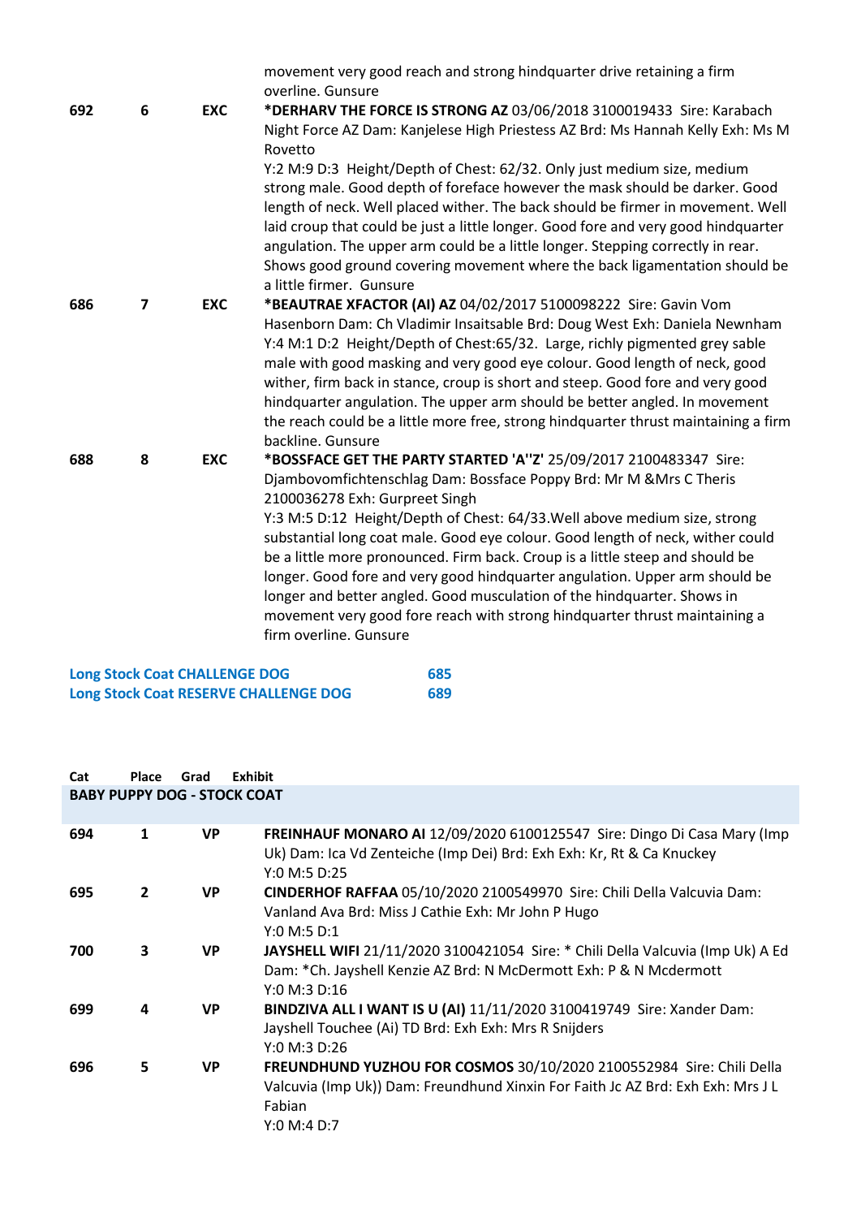| | | | movement very good reach and strong hindquarter drive retaining a firm overline. Gunsure |
|---|---|---|---|
| 692 | 6 | EXC | **\*DERHARV THE FORCE IS STRONG AZ** 03/06/2018 3100019433 Sire: Karabach Night Force AZ Dam: Kanjelese High Priestess AZ Brd: Ms Hannah Kelly Exh: Ms M Rovetto<br>Y:2 M:9 D:3 Height/Depth of Chest: 62/32. Only just medium size, medium strong male. Good depth of foreface however the mask should be darker. Good length of neck. Well placed wither. The back should be firmer in movement. Well laid croup that could be just a little longer. Good fore and very good hindquarter angulation. The upper arm could be a little longer. Stepping correctly in rear. Shows good ground covering movement where the back ligamentation should be a little firmer. Gunsure |
| 686 | 7 | EXC | **\*BEAUTRAE XFACTOR (AI) AZ** 04/02/2017 5100098222 Sire: Gavin Vom Hasenborn Dam: Ch Vladimir Insaitsable Brd: Doug West Exh: Daniela Newnham<br>Y:4 M:1 D:2 Height/Depth of Chest:65/32. Large, richly pigmented grey sable male with good masking and very good eye colour. Good length of neck, good wither, firm back in stance, croup is short and steep. Good fore and very good hindquarter angulation. The upper arm should be better angled. In movement the reach could be a little more free, strong hindquarter thrust maintaining a firm backline. Gunsure |
| 688 | 8 | EXC | **\*BOSSFACE GET THE PARTY STARTED 'A''Z'** 25/09/2017 2100483347 Sire: Djambovomfichtenschlag Dam: Bossface Poppy Brd: Mr M &Mrs C Theris 2100036278 Exh: Gurpreet Singh<br>Y:3 M:5 D:12 Height/Depth of Chest: 64/33.Well above medium size, strong substantial long coat male. Good eye colour. Good length of neck, wither could be a little more pronounced. Firm back. Croup is a little steep and should be longer. Good fore and very good hindquarter angulation. Upper arm should be longer and better angled. Good musculation of the hindquarter. Shows in movement very good fore reach with strong hindquarter thrust maintaining a firm overline. Gunsure |

**Long Stock Coat CHALLENGE DOG** 685

**Long Stock Coat RESERVE CHALLENGE DOG** 689

| Cat | Place | Grad | Exhibit |
|---|---|---|---|
| **BABY PUPPY DOG - STOCK COAT** | | | |
| 694 | 1 | VP | **FREINHAUF MONARO AI** 12/09/2020 6100125547 Sire: Dingo Di Casa Mary (Imp Uk) Dam: Ica Vd Zenteiche (Imp Dei) Brd: Exh Exh: Kr, Rt & Ca Knuckey<br>Y:0 M:5 D:25 |
| 695 | 2 | VP | **CINDERHOF RAFFAA** 05/10/2020 2100549970 Sire: Chili Della Valcuvia Dam: Vanland Ava Brd: Miss J Cathie Exh: Mr John P Hugo<br>Y:0 M:5 D:1 |
| 700 | 3 | VP | **JAYSHELL WIFI** 21/11/2020 3100421054 Sire: * Chili Della Valcuvia (Imp Uk) A Ed Dam: *Ch. Jayshell Kenzie AZ Brd: N McDermott Exh: P & N Mcdermott<br>Y:0 M:3 D:16 |
| 699 | 4 | VP | **BINDZIVA ALL I WANT IS U (AI)** 11/11/2020 3100419749 Sire: Xander Dam: Jayshell Touchee (Ai) TD Brd: Exh Exh: Mrs R Snijders<br>Y:0 M:3 D:26 |
| 696 | 5 | VP | **FREUNDHUND YUZHOU FOR COSMOS** 30/10/2020 2100552984 Sire: Chili Della Valcuvia (Imp Uk)) Dam: Freundhund Xinxin For Faith Jc AZ Brd: Exh Exh: Mrs J L Fabian<br>Y:0 M:4 D:7 |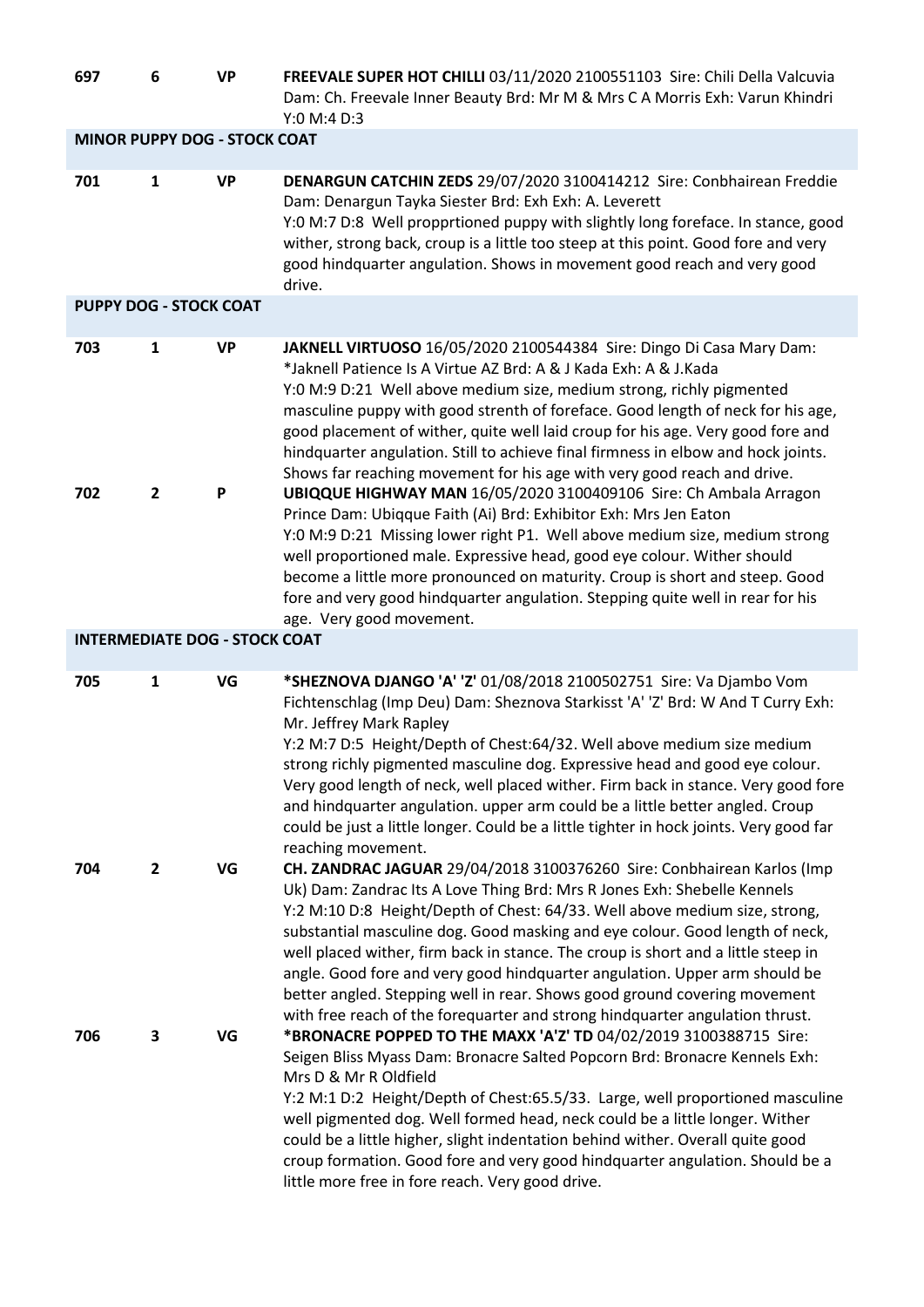| | | | |
|---|---|---|---|
| 697 | 6 | VP | **FREEVALE SUPER HOT CHILLI** 03/11/2020 2100551103 Sire: Chili Della Valcuvia Dam: Ch. Freevale Inner Beauty Brd: Mr M & Mrs C A Morris Exh: Varun Khindri Y:0 M:4 D:3 |

### MINOR PUPPY DOG - STOCK COAT

| | | | |
|---|---|---|---|
| 701 | 1 | VP | **DENARGUN CATCHIN ZEDS** 29/07/2020 3100414212 Sire: Conbhairean Freddie Dam: Denargun Tayka Siester Brd: Exh Exh: A. Leverett<br>Y:0 M:7 D:8 Well propprtioned puppy with slightly long foreface. In stance, good wither, strong back, croup is a little too steep at this point. Good fore and very good hindquarter angulation. Shows in movement good reach and very good drive. |

### PUPPY DOG - STOCK COAT

| | | | |
|---|---|---|---|
| 703 | 1 | VP | **JAKNELL VIRTUOSO** 16/05/2020 2100544384 Sire: Dingo Di Casa Mary Dam: *Jaknell Patience Is A Virtue AZ Brd: A & J Kada Exh: A & J.Kada<br>Y:0 M:9 D:21 Well above medium size, medium strong, richly pigmented masculine puppy with good strenth of foreface. Good length of neck for his age, good placement of wither, quite well laid croup for his age. Very good fore and hindquarter angulation. Still to achieve final firmness in elbow and hock joints. Shows far reaching movement for his age with very good reach and drive. |
| 702 | 2 | P | **UBIQQUE HIGHWAY MAN** 16/05/2020 3100409106 Sire: Ch Ambala Arragon Prince Dam: Ubiqque Faith (Ai) Brd: Exhibitor Exh: Mrs Jen Eaton<br>Y:0 M:9 D:21 Missing lower right P1. Well above medium size, medium strong well proportioned male. Expressive head, good eye colour. Wither should become a little more pronounced on maturity. Croup is short and steep. Good fore and very good hindquarter angulation. Stepping quite well in rear for his age. Very good movement. |

### INTERMEDIATE DOG - STOCK COAT

| | | | |
|---|---|---|---|
| 705 | 1 | VG | ***SHEZNOVA DJANGO 'A' 'Z'** 01/08/2018 2100502751 Sire: Va Djambo Vom Fichtenschlag (Imp Deu) Dam: Sheznova Starkisst 'A' 'Z' Brd: W And T Curry Exh: Mr. Jeffrey Mark Rapley<br>Y:2 M:7 D:5 Height/Depth of Chest:64/32. Well above medium size medium strong richly pigmented masculine dog. Expressive head and good eye colour. Very good length of neck, well placed wither. Firm back in stance. Very good fore and hindquarter angulation. upper arm could be a little better angled. Croup could be just a little longer. Could be a little tighter in hock joints. Very good far reaching movement. |
| 704 | 2 | VG | **CH. ZANDRAC JAGUAR** 29/04/2018 3100376260 Sire: Conbhairean Karlos (Imp Uk) Dam: Zandrac Its A Love Thing Brd: Mrs R Jones Exh: Shebelle Kennels<br>Y:2 M:10 D:8 Height/Depth of Chest: 64/33. Well above medium size, strong, substantial masculine dog. Good masking and eye colour. Good length of neck, well placed wither, firm back in stance. The croup is short and a little steep in angle. Good fore and very good hindquarter angulation. Upper arm should be better angled. Stepping well in rear. Shows good ground covering movement with free reach of the forequarter and strong hindquarter angulation thrust. |
| 706 | 3 | VG | ***BRONACRE POPPED TO THE MAXX 'A'Z' TD** 04/02/2019 3100388715 Sire: Seigen Bliss Myass Dam: Bronacre Salted Popcorn Brd: Bronacre Kennels Exh: Mrs D & Mr R Oldfield<br>Y:2 M:1 D:2 Height/Depth of Chest:65.5/33. Large, well proportioned masculine well pigmented dog. Well formed head, neck could be a little longer. Wither could be a little higher, slight indentation behind wither. Overall quite good croup formation. Good fore and very good hindquarter angulation. Should be a little more free in fore reach. Very good drive. |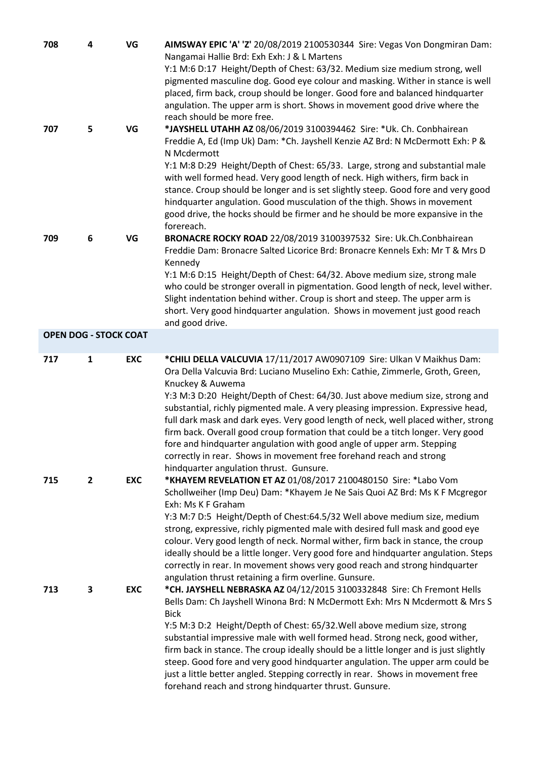**708** **4** **VG** **AIMSWAY EPIC 'A' 'Z'** 20/08/2019 2100530344 Sire: Vegas Von Dongmiran Dam: Nangamai Hallie Brd: Exh Exh: J & L Martens
Y:1 M:6 D:17 Height/Depth of Chest: 63/32. Medium size medium strong, well pigmented masculine dog. Good eye colour and masking. Wither in stance is well placed, firm back, croup should be longer. Good fore and balanced hindquarter angulation. The upper arm is short. Shows in movement good drive where the reach should be more free.

**707** **5** **VG** ***JAYSHELL UTAHH AZ** 08/06/2019 3100394462 Sire: *Uk. Ch. Conbhairean Freddie A, Ed (Imp Uk) Dam: *Ch. Jayshell Kenzie AZ Brd: N McDermott Exh: P & N Mcdermott
Y:1 M:8 D:29 Height/Depth of Chest: 65/33. Large, strong and substantial male with well formed head. Very good length of neck. High withers, firm back in stance. Croup should be longer and is set slightly steep. Good fore and very good hindquarter angulation. Good musculation of the thigh. Shows in movement good drive, the hocks should be firmer and he should be more expansive in the forereach.

**709** **6** **VG** **BRONACRE ROCKY ROAD** 22/08/2019 3100397532 Sire: Uk.Ch.Conbhairean Freddie Dam: Bronacre Salted Licorice Brd: Bronacre Kennels Exh: Mr T & Mrs D Kennedy
Y:1 M:6 D:15 Height/Depth of Chest: 64/32. Above medium size, strong male who could be stronger overall in pigmentation. Good length of neck, level wither. Slight indentation behind wither. Croup is short and steep. The upper arm is short. Very good hindquarter angulation. Shows in movement just good reach and good drive.

## OPEN DOG - STOCK COAT

**717** **1** **EXC** ***CHILI DELLA VALCUVIA** 17/11/2017 AW0907109 Sire: Ulkan V Maikhus Dam: Ora Della Valcuvia Brd: Luciano Muselino Exh: Cathie, Zimmerle, Groth, Green, Knuckey & Auwema
Y:3 M:3 D:20 Height/Depth of Chest: 64/30. Just above medium size, strong and substantial, richly pigmented male. A very pleasing impression. Expressive head, full dark mask and dark eyes. Very good length of neck, well placed wither, strong firm back. Overall good croup formation that could be a titch longer. Very good fore and hindquarter angulation with good angle of upper arm. Stepping correctly in rear. Shows in movement free forehand reach and strong hindquarter angulation thrust. Gunsure.

**715** **2** **EXC** ***KHAYEM REVELATION ET AZ** 01/08/2017 2100480150 Sire: *Labo Vom Schollweiher (Imp Deu) Dam: *Khayem Je Ne Sais Quoi AZ Brd: Ms K F Mcgregor Exh: Ms K F Graham
Y:3 M:7 D:5 Height/Depth of Chest:64.5/32 Well above medium size, medium strong, expressive, richly pigmented male with desired full mask and good eye colour. Very good length of neck. Normal wither, firm back in stance, the croup ideally should be a little longer. Very good fore and hindquarter angulation. Steps correctly in rear. In movement shows very good reach and strong hindquarter angulation thrust retaining a firm overline. Gunsure.

**713** **3** **EXC** ***CH. JAYSHELL NEBRASKA AZ** 04/12/2015 3100332848 Sire: Ch Fremont Hells Bells Dam: Ch Jayshell Winona Brd: N McDermott Exh: Mrs N Mcdermott & Mrs S Bick
Y:5 M:3 D:2 Height/Depth of Chest: 65/32.Well above medium size, strong substantial impressive male with well formed head. Strong neck, good wither, firm back in stance. The croup ideally should be a little longer and is just slightly steep. Good fore and very good hindquarter angulation. The upper arm could be just a little better angled. Stepping correctly in rear. Shows in movement free forehand reach and strong hindquarter thrust. Gunsure.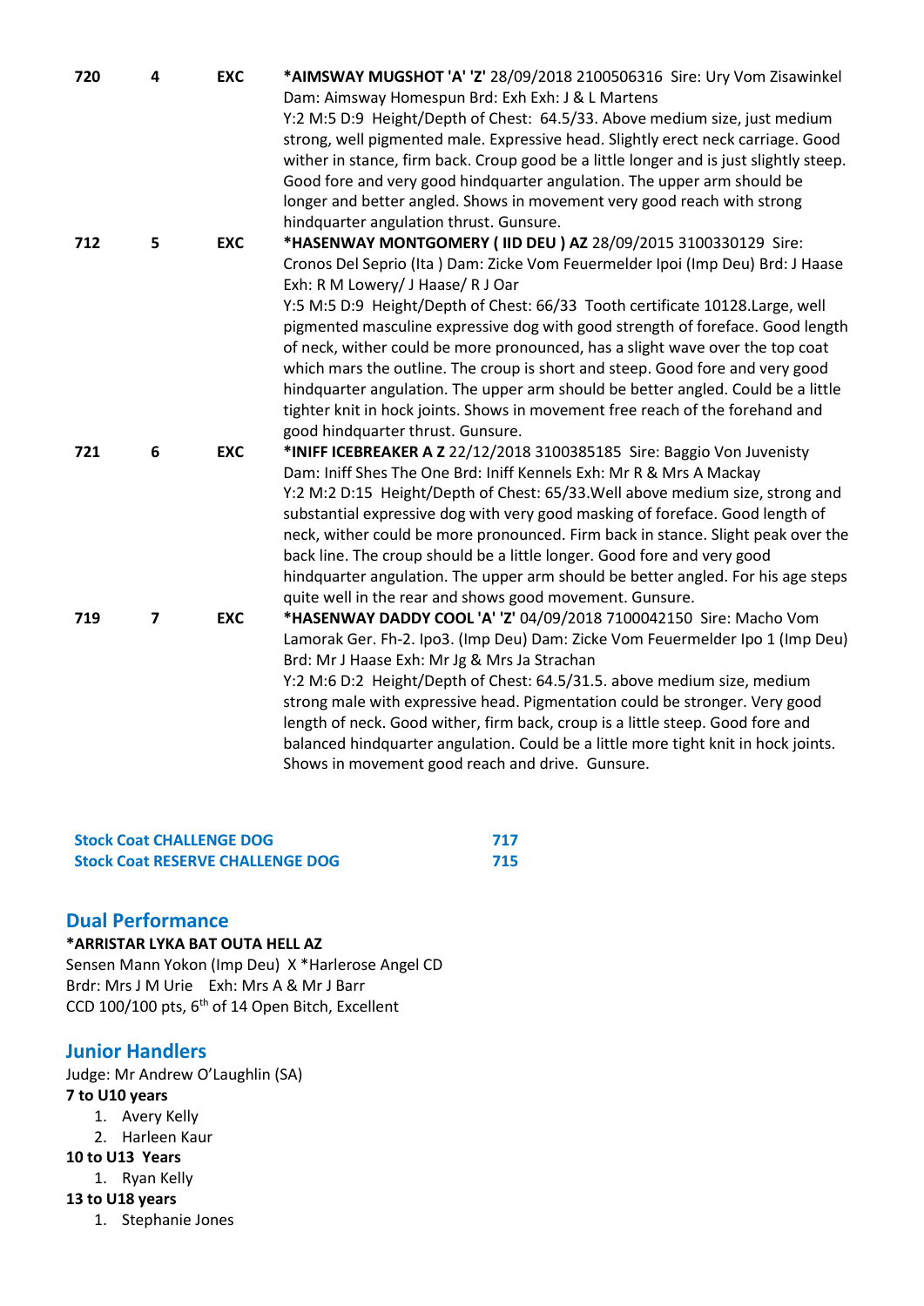| | | | |
|---|---|---|---|
| 720 | 4 | EXC | **\*AIMSWAY MUGSHOT 'A' 'Z'** 28/09/2018 2100506316 Sire: Ury Vom Zisawinkel Dam: Aimsway Homespun Brd: Exh Exh: J & L Martens<br>Y:2 M:5 D:9 Height/Depth of Chest: 64.5/33. Above medium size, just medium strong, well pigmented male. Expressive head. Slightly erect neck carriage. Good wither in stance, firm back. Croup good be a little longer and is just slightly steep. Good fore and very good hindquarter angulation. The upper arm should be longer and better angled. Shows in movement very good reach with strong hindquarter angulation thrust. Gunsure. |
| 712 | 5 | EXC | **\*HASENWAY MONTGOMERY ( IID DEU ) AZ** 28/09/2015 3100330129 Sire: Cronos Del Seprio (Ita ) Dam: Zicke Vom Feuermelder Ipoi (Imp Deu) Brd: J Haase Exh: R M Lowery/ J Haase/ R J Oar<br>Y:5 M:5 D:9 Height/Depth of Chest: 66/33 Tooth certificate 10128.Large, well pigmented masculine expressive dog with good strength of foreface. Good length of neck, wither could be more pronounced, has a slight wave over the top coat which mars the outline. The croup is short and steep. Good fore and very good hindquarter angulation. The upper arm should be better angled. Could be a little tighter knit in hock joints. Shows in movement free reach of the forehand and good hindquarter thrust. Gunsure. |
| 721 | 6 | EXC | **\*INIFF ICEBREAKER A Z** 22/12/2018 3100385185 Sire: Baggio Von Juvenisty Dam: Iniff Shes The One Brd: Iniff Kennels Exh: Mr R & Mrs A Mackay<br>Y:2 M:2 D:15 Height/Depth of Chest: 65/33.Well above medium size, strong and substantial expressive dog with very good masking of foreface. Good length of neck, wither could be more pronounced. Firm back in stance. Slight peak over the back line. The croup should be a little longer. Good fore and very good hindquarter angulation. The upper arm should be better angled. For his age steps quite well in the rear and shows good movement. Gunsure. |
| 719 | 7 | EXC | **\*HASENWAY DADDY COOL 'A' 'Z'** 04/09/2018 7100042150 Sire: Macho Vom Lamorak Ger. Fh-2. Ipo3. (Imp Deu) Dam: Zicke Vom Feuermelder Ipo 1 (Imp Deu) Brd: Mr J Haase Exh: Mr Jg & Mrs Ja Strachan<br>Y:2 M:6 D:2 Height/Depth of Chest: 64.5/31.5. above medium size, medium strong male with expressive head. Pigmentation could be stronger. Very good length of neck. Good wither, firm back, croup is a little steep. Good fore and balanced hindquarter angulation. Could be a little more tight knit in hock joints. Shows in movement good reach and drive. Gunsure. |

| | |
|---|---|
| **Stock Coat CHALLENGE DOG** | **717** |
| **Stock Coat RESERVE CHALLENGE DOG** | **715** |

## Dual Performance

**\*ARRISTAR LYKA BAT OUTA HELL AZ**
Sensen Mann Yokon (Imp Deu) X \*Harlerose Angel CD
Brdr: Mrs J M Urie Exh: Mrs A & Mr J Barr
CCD 100/100 pts, 6th of 14 Open Bitch, Excellent

## Junior Handlers

Judge: Mr Andrew O'Laughlin (SA)

**7 to U10 years**

1. Avery Kelly
2. Harleen Kaur

**10 to U13 Years**

1. Ryan Kelly

**13 to U18 years**

1. Stephanie Jones